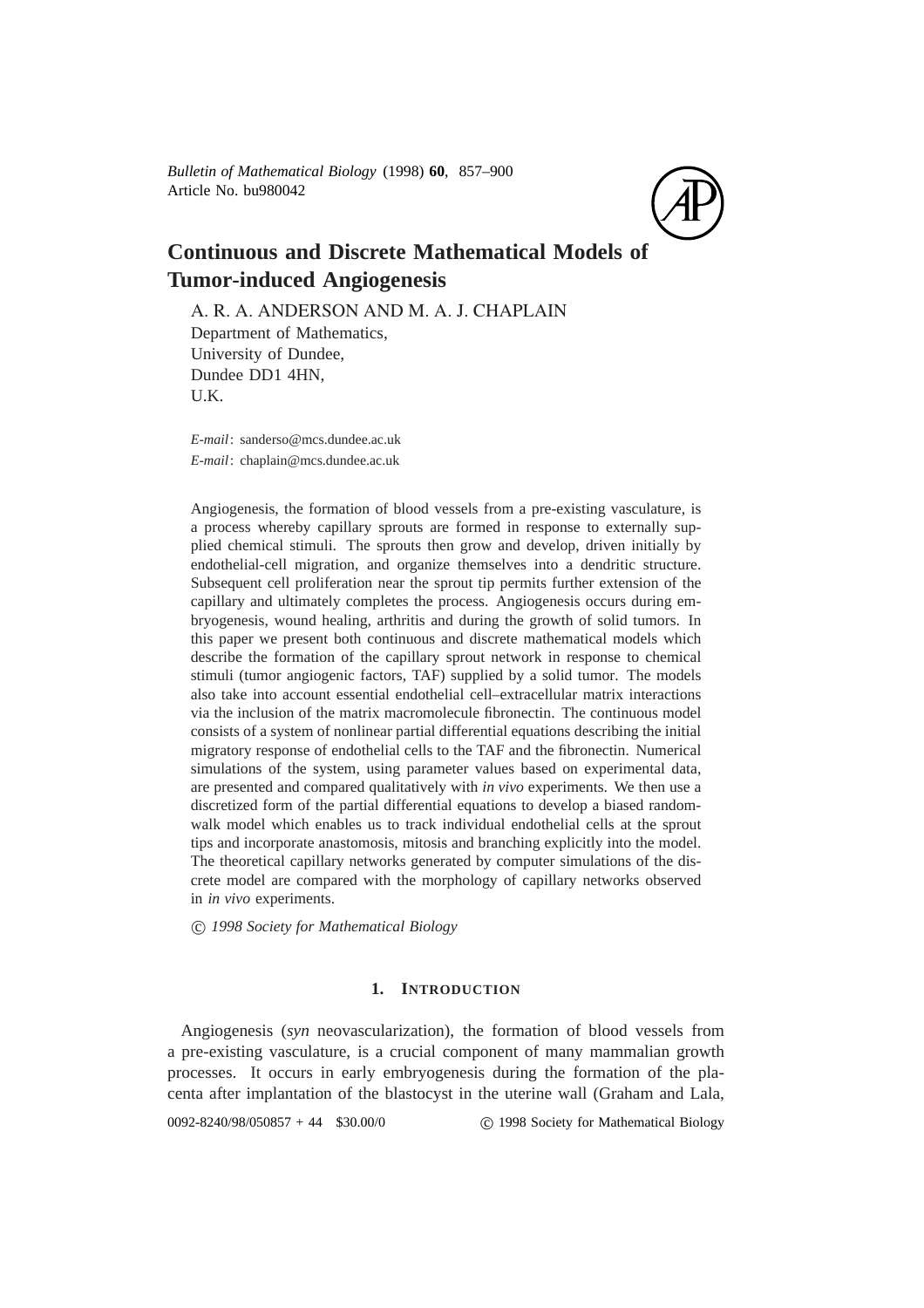# Continuous and Discrete Mathematical Models of Tumor-induced Angiogenesis

A. R. A. ANDERSON AND M. A. J. CHAPLAIN
Department of Mathematics,
University of Dundee,
Dundee DD1 4HN,
U.K.

*E-mail*: sanderso@mcs.dundee.ac.uk
*E-mail*: chaplain@mcs.dundee.ac.uk

Angiogenesis, the formation of blood vessels from a pre-existing vasculature, is a process whereby capillary sprouts are formed in response to externally supplied chemical stimuli. The sprouts then grow and develop, driven initially by endothelial-cell migration, and organize themselves into a dendritic structure. Subsequent cell proliferation near the sprout tip permits further extension of the capillary and ultimately completes the process. Angiogenesis occurs during embryogenesis, wound healing, arthritis and during the growth of solid tumors. In this paper we present both continuous and discrete mathematical models which describe the formation of the capillary sprout network in response to chemical stimuli (tumor angiogenic factors, TAF) supplied by a solid tumor. The models also take into account essential endothelial cell–extracellular matrix interactions via the inclusion of the matrix macromolecule fibronectin. The continuous model consists of a system of nonlinear partial differential equations describing the initial migratory response of endothelial cells to the TAF and the fibronectin. Numerical simulations of the system, using parameter values based on experimental data, are presented and compared qualitatively with *in vivo* experiments. We then use a discretized form of the partial differential equations to develop a biased random-walk model which enables us to track individual endothelial cells at the sprout tips and incorporate anastomosis, mitosis and branching explicitly into the model. The theoretical capillary networks generated by computer simulations of the discrete model are compared with the morphology of capillary networks observed in *in vivo* experiments.

© *1998 Society for Mathematical Biology*

## 1. Introduction

Angiogenesis (*syn* neovascularization), the formation of blood vessels from a pre-existing vasculature, is a crucial component of many mammalian growth processes. It occurs in early embryogenesis during the formation of the placenta after implantation of the blastocyst in the uterine wall (Graham and Lala,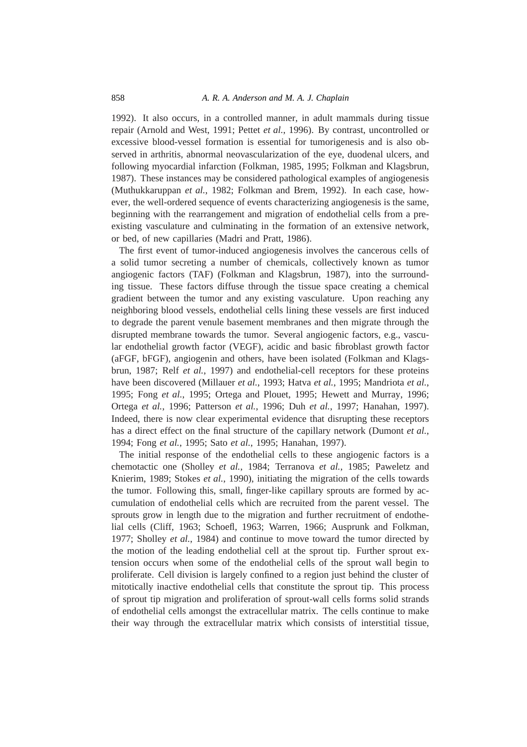1992). It also occurs, in a controlled manner, in adult mammals during tissue repair (Arnold and West, 1991; Pettet *et al.*, 1996). By contrast, uncontrolled or excessive blood-vessel formation is essential for tumorigenesis and is also observed in arthritis, abnormal neovascularization of the eye, duodenal ulcers, and following myocardial infarction (Folkman, 1985, 1995; Folkman and Klagsbrun, 1987). These instances may be considered pathological examples of angiogenesis (Muthukkaruppan *et al.*, 1982; Folkman and Brem, 1992). In each case, however, the well-ordered sequence of events characterizing angiogenesis is the same, beginning with the rearrangement and migration of endothelial cells from a pre-existing vasculature and culminating in the formation of an extensive network, or bed, of new capillaries (Madri and Pratt, 1986).

The first event of tumor-induced angiogenesis involves the cancerous cells of a solid tumor secreting a number of chemicals, collectively known as tumor angiogenic factors (TAF) (Folkman and Klagsbrun, 1987), into the surrounding tissue. These factors diffuse through the tissue space creating a chemical gradient between the tumor and any existing vasculature. Upon reaching any neighboring blood vessels, endothelial cells lining these vessels are first induced to degrade the parent venule basement membranes and then migrate through the disrupted membrane towards the tumor. Several angiogenic factors, e.g., vascular endothelial growth factor (VEGF), acidic and basic fibroblast growth factor (aFGF, bFGF), angiogenin and others, have been isolated (Folkman and Klagsbrun, 1987; Relf *et al.*, 1997) and endothelial-cell receptors for these proteins have been discovered (Millauer *et al.*, 1993; Hatva *et al.*, 1995; Mandriota *et al.*, 1995; Fong *et al.*, 1995; Ortega and Plouet, 1995; Hewett and Murray, 1996; Ortega *et al.*, 1996; Patterson *et al.*, 1996; Duh *et al.*, 1997; Hanahan, 1997). Indeed, there is now clear experimental evidence that disrupting these receptors has a direct effect on the final structure of the capillary network (Dumont *et al.*, 1994; Fong *et al.*, 1995; Sato *et al.*, 1995; Hanahan, 1997).

The initial response of the endothelial cells to these angiogenic factors is a chemotactic one (Sholley *et al.*, 1984; Terranova *et al.*, 1985; Paweletz and Knierim, 1989; Stokes *et al.*, 1990), initiating the migration of the cells towards the tumor. Following this, small, finger-like capillary sprouts are formed by accumulation of endothelial cells which are recruited from the parent vessel. The sprouts grow in length due to the migration and further recruitment of endothelial cells (Cliff, 1963; Schoefl, 1963; Warren, 1966; Ausprunk and Folkman, 1977; Sholley *et al.,* 1984) and continue to move toward the tumor directed by the motion of the leading endothelial cell at the sprout tip. Further sprout extension occurs when some of the endothelial cells of the sprout wall begin to proliferate. Cell division is largely confined to a region just behind the cluster of mitotically inactive endothelial cells that constitute the sprout tip. This process of sprout tip migration and proliferation of sprout-wall cells forms solid strands of endothelial cells amongst the extracellular matrix. The cells continue to make their way through the extracellular matrix which consists of interstitial tissue,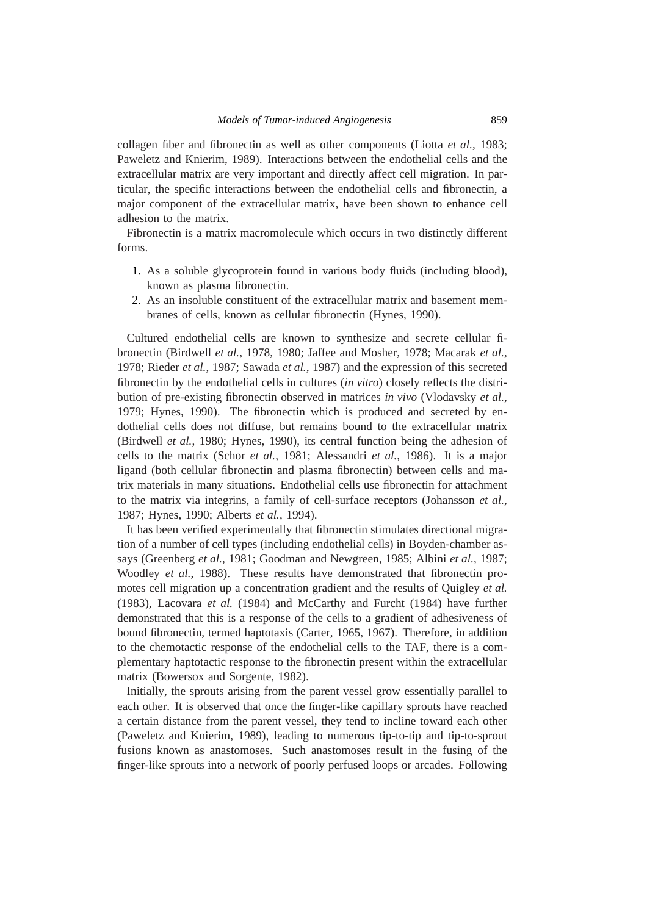collagen fiber and fibronectin as well as other components (Liotta *et al.*, 1983; Paweletz and Knierim, 1989). Interactions between the endothelial cells and the extracellular matrix are very important and directly affect cell migration. In particular, the specific interactions between the endothelial cells and fibronectin, a major component of the extracellular matrix, have been shown to enhance cell adhesion to the matrix.

Fibronectin is a matrix macromolecule which occurs in two distinctly different forms.

1. As a soluble glycoprotein found in various body fluids (including blood), known as plasma fibronectin.
2. As an insoluble constituent of the extracellular matrix and basement membranes of cells, known as cellular fibronectin (Hynes, 1990).

Cultured endothelial cells are known to synthesize and secrete cellular fibronectin (Birdwell *et al.*, 1978, 1980; Jaffee and Mosher, 1978; Macarak *et al.*, 1978; Rieder *et al.*, 1987; Sawada *et al.*, 1987) and the expression of this secreted fibronectin by the endothelial cells in cultures (*in vitro*) closely reflects the distribution of pre-existing fibronectin observed in matrices *in vivo* (Vlodavsky *et al.*, 1979; Hynes, 1990). The fibronectin which is produced and secreted by endothelial cells does not diffuse, but remains bound to the extracellular matrix (Birdwell *et al.*, 1980; Hynes, 1990), its central function being the adhesion of cells to the matrix (Schor *et al.*, 1981; Alessandri *et al.*, 1986). It is a major ligand (both cellular fibronectin and plasma fibronectin) between cells and matrix materials in many situations. Endothelial cells use fibronectin for attachment to the matrix via integrins, a family of cell-surface receptors (Johansson *et al.*, 1987; Hynes, 1990; Alberts *et al.*, 1994).

It has been verified experimentally that fibronectin stimulates directional migration of a number of cell types (including endothelial cells) in Boyden-chamber assays (Greenberg *et al.*, 1981; Goodman and Newgreen, 1985; Albini *et al.*, 1987; Woodley *et al.*, 1988). These results have demonstrated that fibronectin promotes cell migration up a concentration gradient and the results of Quigley *et al.* (1983), Lacovara *et al.* (1984) and McCarthy and Furcht (1984) have further demonstrated that this is a response of the cells to a gradient of adhesiveness of bound fibronectin, termed haptotaxis (Carter, 1965, 1967). Therefore, in addition to the chemotactic response of the endothelial cells to the TAF, there is a complementary haptotactic response to the fibronectin present within the extracellular matrix (Bowersox and Sorgente, 1982).

Initially, the sprouts arising from the parent vessel grow essentially parallel to each other. It is observed that once the finger-like capillary sprouts have reached a certain distance from the parent vessel, they tend to incline toward each other (Paweletz and Knierim, 1989), leading to numerous tip-to-tip and tip-to-sprout fusions known as anastomoses. Such anastomoses result in the fusing of the finger-like sprouts into a network of poorly perfused loops or arcades. Following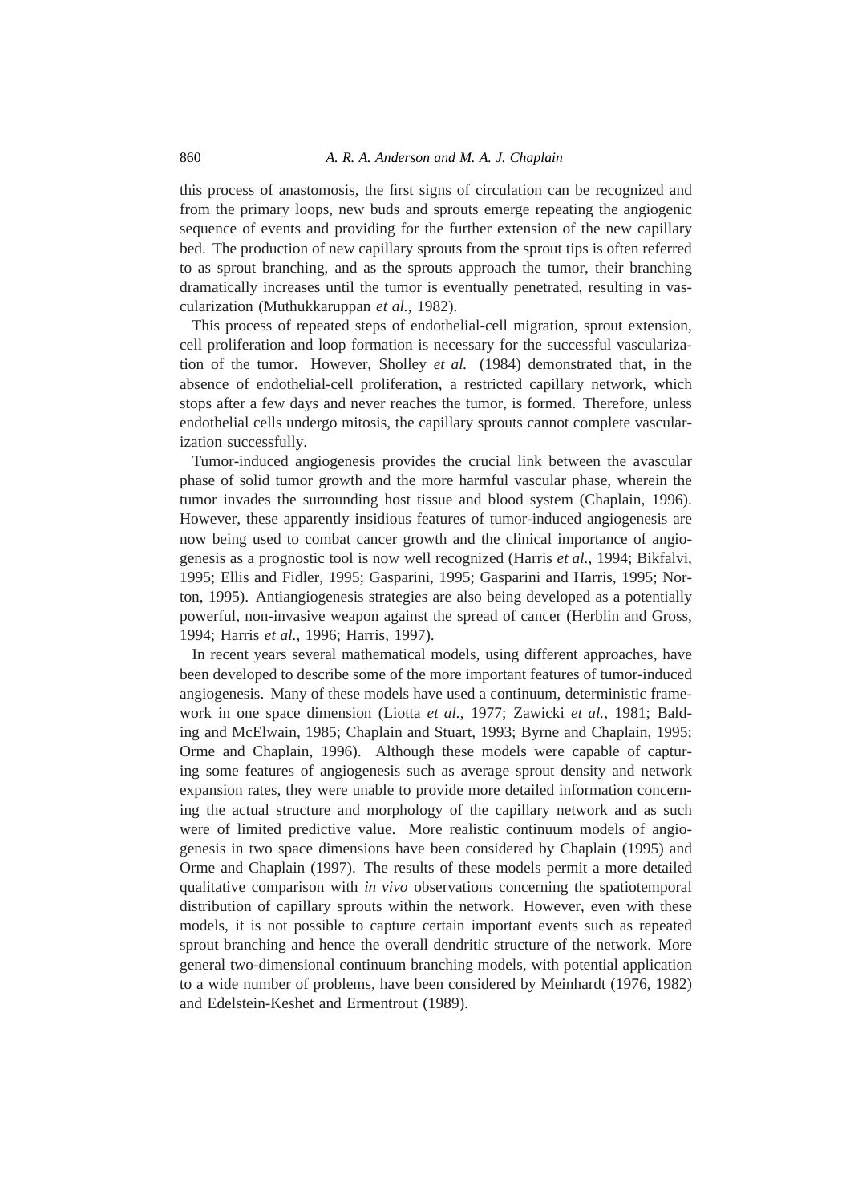this process of anastomosis, the first signs of circulation can be recognized and from the primary loops, new buds and sprouts emerge repeating the angiogenic sequence of events and providing for the further extension of the new capillary bed. The production of new capillary sprouts from the sprout tips is often referred to as sprout branching, and as the sprouts approach the tumor, their branching dramatically increases until the tumor is eventually penetrated, resulting in vascularization (Muthukkaruppan *et al.*, 1982).

This process of repeated steps of endothelial-cell migration, sprout extension, cell proliferation and loop formation is necessary for the successful vascularization of the tumor. However, Sholley *et al.* (1984) demonstrated that, in the absence of endothelial-cell proliferation, a restricted capillary network, which stops after a few days and never reaches the tumor, is formed. Therefore, unless endothelial cells undergo mitosis, the capillary sprouts cannot complete vascularization successfully.

Tumor-induced angiogenesis provides the crucial link between the avascular phase of solid tumor growth and the more harmful vascular phase, wherein the tumor invades the surrounding host tissue and blood system (Chaplain, 1996). However, these apparently insidious features of tumor-induced angiogenesis are now being used to combat cancer growth and the clinical importance of angiogenesis as a prognostic tool is now well recognized (Harris *et al.*, 1994; Bikfalvi, 1995; Ellis and Fidler, 1995; Gasparini, 1995; Gasparini and Harris, 1995; Norton, 1995). Antiangiogenesis strategies are also being developed as a potentially powerful, non-invasive weapon against the spread of cancer (Herblin and Gross, 1994; Harris *et al.*, 1996; Harris, 1997).

In recent years several mathematical models, using different approaches, have been developed to describe some of the more important features of tumor-induced angiogenesis. Many of these models have used a continuum, deterministic framework in one space dimension (Liotta *et al.*, 1977; Zawicki *et al.*, 1981; Balding and McElwain, 1985; Chaplain and Stuart, 1993; Byrne and Chaplain, 1995; Orme and Chaplain, 1996). Although these models were capable of capturing some features of angiogenesis such as average sprout density and network expansion rates, they were unable to provide more detailed information concerning the actual structure and morphology of the capillary network and as such were of limited predictive value. More realistic continuum models of angiogenesis in two space dimensions have been considered by Chaplain (1995) and Orme and Chaplain (1997). The results of these models permit a more detailed qualitative comparison with *in vivo* observations concerning the spatiotemporal distribution of capillary sprouts within the network. However, even with these models, it is not possible to capture certain important events such as repeated sprout branching and hence the overall dendritic structure of the network. More general two-dimensional continuum branching models, with potential application to a wide number of problems, have been considered by Meinhardt (1976, 1982) and Edelstein-Keshet and Ermentrout (1989).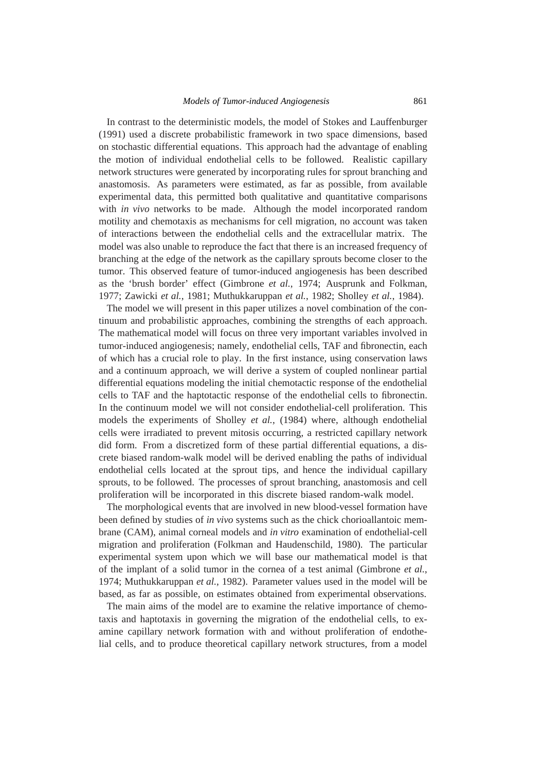In contrast to the deterministic models, the model of Stokes and Lauffenburger (1991) used a discrete probabilistic framework in two space dimensions, based on stochastic differential equations. This approach had the advantage of enabling the motion of individual endothelial cells to be followed. Realistic capillary network structures were generated by incorporating rules for sprout branching and anastomosis. As parameters were estimated, as far as possible, from available experimental data, this permitted both qualitative and quantitative comparisons with *in vivo* networks to be made. Although the model incorporated random motility and chemotaxis as mechanisms for cell migration, no account was taken of interactions between the endothelial cells and the extracellular matrix. The model was also unable to reproduce the fact that there is an increased frequency of branching at the edge of the network as the capillary sprouts become closer to the tumor. This observed feature of tumor-induced angiogenesis has been described as the 'brush border' effect (Gimbrone *et al.*, 1974; Ausprunk and Folkman, 1977; Zawicki *et al.*, 1981; Muthukkaruppan *et al.*, 1982; Sholley *et al.*, 1984).

The model we will present in this paper utilizes a novel combination of the continuum and probabilistic approaches, combining the strengths of each approach. The mathematical model will focus on three very important variables involved in tumor-induced angiogenesis; namely, endothelial cells, TAF and fibronectin, each of which has a crucial role to play. In the first instance, using conservation laws and a continuum approach, we will derive a system of coupled nonlinear partial differential equations modeling the initial chemotactic response of the endothelial cells to TAF and the haptotactic response of the endothelial cells to fibronectin. In the continuum model we will not consider endothelial-cell proliferation. This models the experiments of Sholley *et al.*, (1984) where, although endothelial cells were irradiated to prevent mitosis occurring, a restricted capillary network did form. From a discretized form of these partial differential equations, a discrete biased random-walk model will be derived enabling the paths of individual endothelial cells located at the sprout tips, and hence the individual capillary sprouts, to be followed. The processes of sprout branching, anastomosis and cell proliferation will be incorporated in this discrete biased random-walk model.

The morphological events that are involved in new blood-vessel formation have been defined by studies of *in vivo* systems such as the chick chorioallantoic membrane (CAM), animal corneal models and *in vitro* examination of endothelial-cell migration and proliferation (Folkman and Haudenschild, 1980). The particular experimental system upon which we will base our mathematical model is that of the implant of a solid tumor in the cornea of a test animal (Gimbrone *et al.*, 1974; Muthukkaruppan *et al.*, 1982). Parameter values used in the model will be based, as far as possible, on estimates obtained from experimental observations.

The main aims of the model are to examine the relative importance of chemotaxis and haptotaxis in governing the migration of the endothelial cells, to examine capillary network formation with and without proliferation of endothelial cells, and to produce theoretical capillary network structures, from a model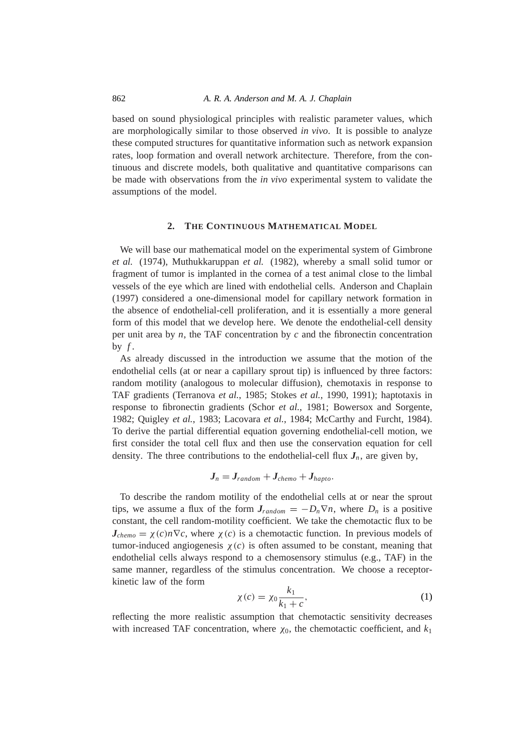based on sound physiological principles with realistic parameter values, which are morphologically similar to those observed *in vivo*. It is possible to analyze these computed structures for quantitative information such as network expansion rates, loop formation and overall network architecture. Therefore, from the continuous and discrete models, both qualitative and quantitative comparisons can be made with observations from the *in vivo* experimental system to validate the assumptions of the model.

## 2. The Continuous Mathematical Model

We will base our mathematical model on the experimental system of Gimbrone *et al.* (1974), Muthukkaruppan *et al.* (1982), whereby a small solid tumor or fragment of tumor is implanted in the cornea of a test animal close to the limbal vessels of the eye which are lined with endothelial cells. Anderson and Chaplain (1997) considered a one-dimensional model for capillary network formation in the absence of endothelial-cell proliferation, and it is essentially a more general form of this model that we develop here. We denote the endothelial-cell density per unit area by $n$, the TAF concentration by $c$ and the fibronectin concentration by $f$.

As already discussed in the introduction we assume that the motion of the endothelial cells (at or near a capillary sprout tip) is influenced by three factors: random motility (analogous to molecular diffusion), chemotaxis in response to TAF gradients (Terranova *et al.*, 1985; Stokes *et al.*, 1990, 1991); haptotaxis in response to fibronectin gradients (Schor *et al.*, 1981; Bowersox and Sorgente, 1982; Quigley *et al.*, 1983; Lacovara *et al.*, 1984; McCarthy and Furcht, 1984). To derive the partial differential equation governing endothelial-cell motion, we first consider the total cell flux and then use the conservation equation for cell density. The three contributions to the endothelial-cell flux $\boldsymbol{J}_n$, are given by,

$$\boldsymbol{J}_n = \boldsymbol{J}_{random} + \boldsymbol{J}_{chemo} + \boldsymbol{J}_{hapto}.$$

To describe the random motility of the endothelial cells at or near the sprout tips, we assume a flux of the form $\boldsymbol{J}_{random} = -D_n \nabla n$, where $D_n$ is a positive constant, the cell random-motility coefficient. We take the chemotactic flux to be $\boldsymbol{J}_{chemo} = \chi(c) n \nabla c$, where $\chi(c)$ is a chemotactic function. In previous models of tumor-induced angiogenesis $\chi(c)$ is often assumed to be constant, meaning that endothelial cells always respond to a chemosensory stimulus (e.g., TAF) in the same manner, regardless of the stimulus concentration. We choose a receptor-kinetic law of the form

$$\chi(c) = \chi_0 \frac{k_1}{k_1 + c}, \tag{1}$$

reflecting the more realistic assumption that chemotactic sensitivity decreases with increased TAF concentration, where $\chi_0$, the chemotactic coefficient, and $k_1$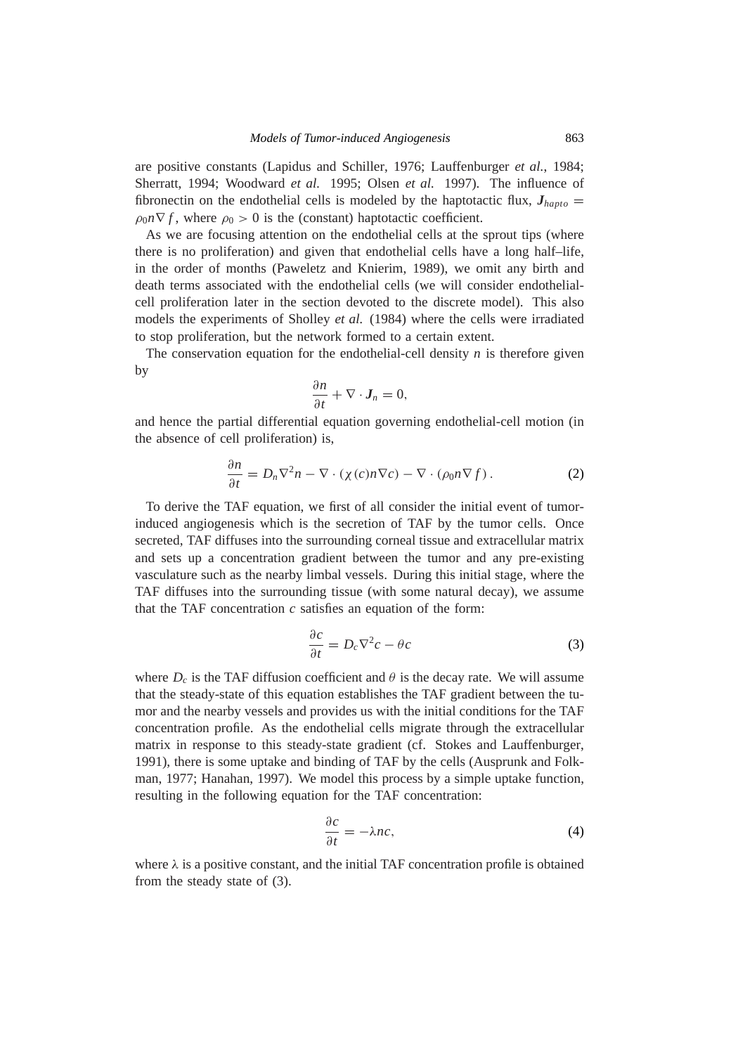are positive constants (Lapidus and Schiller, 1976; Lauffenburger *et al.*, 1984; Sherratt, 1994; Woodward *et al.* 1995; Olsen *et al.* 1997). The influence of fibronectin on the endothelial cells is modeled by the haptotactic flux, $\boldsymbol{J}_{hapto} = \rho_0 n \nabla f$, where $\rho_0 > 0$ is the (constant) haptotactic coefficient.

As we are focusing attention on the endothelial cells at the sprout tips (where there is no proliferation) and given that endothelial cells have a long half–life, in the order of months (Paweletz and Knierim, 1989), we omit any birth and death terms associated with the endothelial cells (we will consider endothelial-cell proliferation later in the section devoted to the discrete model). This also models the experiments of Sholley *et al.* (1984) where the cells were irradiated to stop proliferation, but the network formed to a certain extent.

The conservation equation for the endothelial-cell density $n$ is therefore given by

$$\frac{\partial n}{\partial t} + \nabla \cdot \boldsymbol{J}_n = 0,$$

and hence the partial differential equation governing endothelial-cell motion (in the absence of cell proliferation) is,

$$\frac{\partial n}{\partial t} = D_n \nabla^2 n - \nabla \cdot (\chi(c) n \nabla c) - \nabla \cdot (\rho_0 n \nabla f). \tag{2}$$

To derive the TAF equation, we first of all consider the initial event of tumor-induced angiogenesis which is the secretion of TAF by the tumor cells. Once secreted, TAF diffuses into the surrounding corneal tissue and extracellular matrix and sets up a concentration gradient between the tumor and any pre-existing vasculature such as the nearby limbal vessels. During this initial stage, where the TAF diffuses into the surrounding tissue (with some natural decay), we assume that the TAF concentration $c$ satisfies an equation of the form:

$$\frac{\partial c}{\partial t} = D_c \nabla^2 c - \theta c \tag{3}$$

where $D_c$ is the TAF diffusion coefficient and $\theta$ is the decay rate. We will assume that the steady-state of this equation establishes the TAF gradient between the tumor and the nearby vessels and provides us with the initial conditions for the TAF concentration profile. As the endothelial cells migrate through the extracellular matrix in response to this steady-state gradient (cf. Stokes and Lauffenburger, 1991), there is some uptake and binding of TAF by the cells (Ausprunk and Folkman, 1977; Hanahan, 1997). We model this process by a simple uptake function, resulting in the following equation for the TAF concentration:

$$\frac{\partial c}{\partial t} = -\lambda n c, \tag{4}$$

where $\lambda$ is a positive constant, and the initial TAF concentration profile is obtained from the steady state of (3).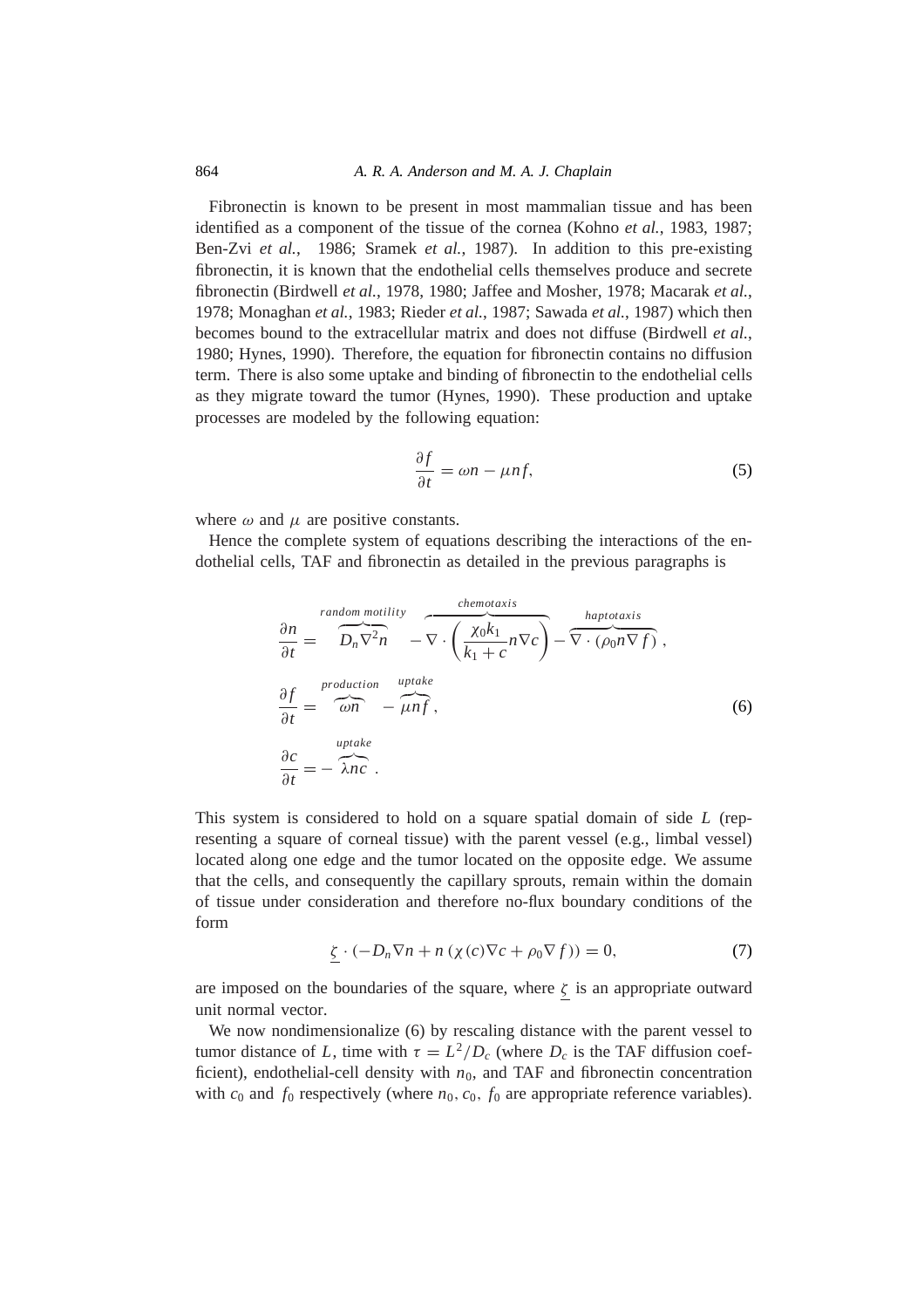Fibronectin is known to be present in most mammalian tissue and has been identified as a component of the tissue of the cornea (Kohno *et al.*, 1983, 1987; Ben-Zvi *et al.*, 1986; Sramek *et al.*, 1987). In addition to this pre-existing fibronectin, it is known that the endothelial cells themselves produce and secrete fibronectin (Birdwell *et al.*, 1978, 1980; Jaffee and Mosher, 1978; Macarak *et al.*, 1978; Monaghan *et al.*, 1983; Rieder *et al.*, 1987; Sawada *et al.*, 1987) which then becomes bound to the extracellular matrix and does not diffuse (Birdwell *et al.*, 1980; Hynes, 1990). Therefore, the equation for fibronectin contains no diffusion term. There is also some uptake and binding of fibronectin to the endothelial cells as they migrate toward the tumor (Hynes, 1990). These production and uptake processes are modeled by the following equation:

$$\frac{\partial f}{\partial t} = \omega n - \mu n f, \tag{5}$$

where $\omega$ and $\mu$ are positive constants.

Hence the complete system of equations describing the interactions of the endothelial cells, TAF and fibronectin as detailed in the previous paragraphs is

$$\begin{aligned}
\frac{\partial n}{\partial t} &= \overbrace{D_n \nabla^2 n}^{random\ motility} - \overbrace{\nabla \cdot \left( \frac{\chi_0 k_1}{k_1 + c} n \nabla c \right)}^{chemotaxis} - \overbrace{\nabla \cdot (\rho_0 n \nabla f)}^{haptotaxis}, \\
\frac{\partial f}{\partial t} &= \overbrace{\omega n}^{production} - \overbrace{\mu n f}^{uptake}, \\
\frac{\partial c}{\partial t} &= - \overbrace{\lambda n c}^{uptake}.
\end{aligned} \tag{6}$$

This system is considered to hold on a square spatial domain of side $L$ (representing a square of corneal tissue) with the parent vessel (e.g., limbal vessel) located along one edge and the tumor located on the opposite edge. We assume that the cells, and consequently the capillary sprouts, remain within the domain of tissue under consideration and therefore no-flux boundary conditions of the form

$$\underline{\zeta} \cdot (-D_n \nabla n + n\,(\chi(c) \nabla c + \rho_0 \nabla f)) = 0, \tag{7}$$

are imposed on the boundaries of the square, where $\underline{\zeta}$ is an appropriate outward unit normal vector.

We now nondimensionalize (6) by rescaling distance with the parent vessel to tumor distance of $L$, time with $\tau = L^2/D_c$ (where $D_c$ is the TAF diffusion coefficient), endothelial-cell density with $n_0$, and TAF and fibronectin concentration with $c_0$ and $f_0$ respectively (where $n_0, c_0, f_0$ are appropriate reference variables).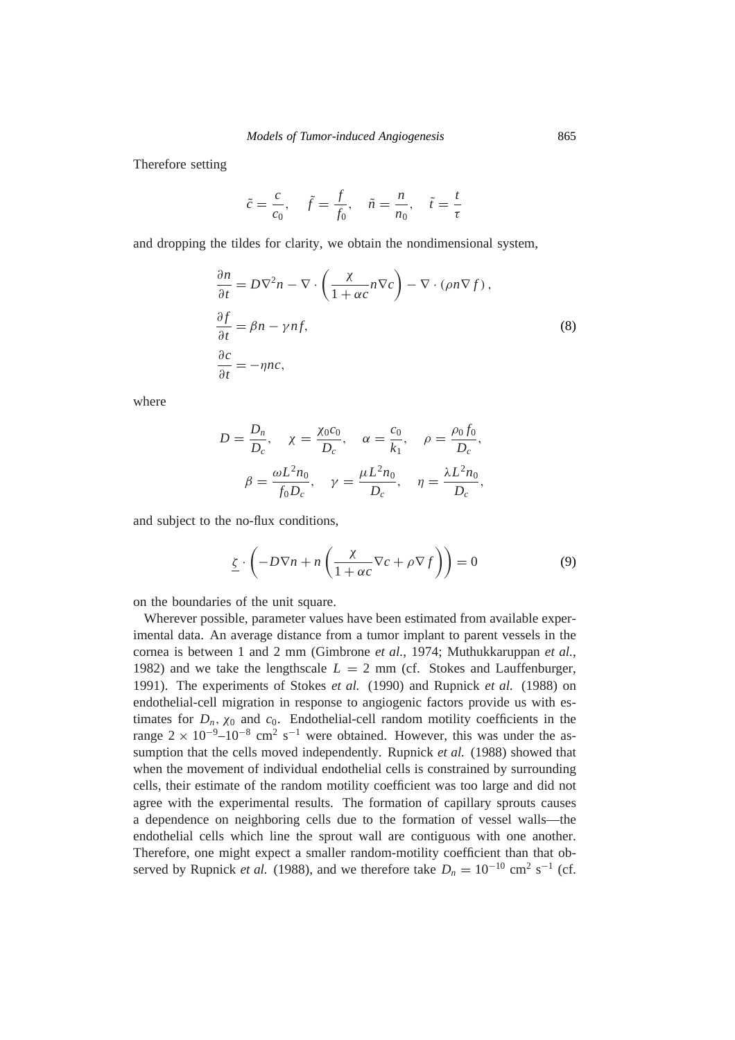Therefore setting

$$\tilde{c} = \frac{c}{c_0}, \quad \tilde{f} = \frac{f}{f_0}, \quad \tilde{n} = \frac{n}{n_0}, \quad \tilde{t} = \frac{t}{\tau}$$

and dropping the tildes for clarity, we obtain the nondimensional system,

$$\begin{aligned}
\frac{\partial n}{\partial t} &= D\nabla^2 n - \nabla \cdot \left( \frac{\chi}{1+\alpha c} n \nabla c \right) - \nabla \cdot (\rho n \nabla f), \\
\frac{\partial f}{\partial t} &= \beta n - \gamma n f, \\
\frac{\partial c}{\partial t} &= -\eta n c,
\end{aligned} \tag{8}$$

where

$$D = \frac{D_n}{D_c}, \quad \chi = \frac{\chi_0 c_0}{D_c}, \quad \alpha = \frac{c_0}{k_1}, \quad \rho = \frac{\rho_0 f_0}{D_c},$$

$$\beta = \frac{\omega L^2 n_0}{f_0 D_c}, \quad \gamma = \frac{\mu L^2 n_0}{D_c}, \quad \eta = \frac{\lambda L^2 n_0}{D_c},$$

and subject to the no-flux conditions,

$$\underline{\zeta} \cdot \left( -D\nabla n + n \left( \frac{\chi}{1+\alpha c} \nabla c + \rho \nabla f \right) \right) = 0 \tag{9}$$

on the boundaries of the unit square.

Wherever possible, parameter values have been estimated from available experimental data. An average distance from a tumor implant to parent vessels in the cornea is between 1 and 2 mm (Gimbrone *et al.*, 1974; Muthukkaruppan *et al.*, 1982) and we take the lengthscale $L = 2$ mm (cf. Stokes and Lauffenburger, 1991). The experiments of Stokes *et al.* (1990) and Rupnick *et al.* (1988) on endothelial-cell migration in response to angiogenic factors provide us with estimates for $D_n$, $\chi_0$ and $c_0$. Endothelial-cell random motility coefficients in the range $2 \times 10^{-9}$–$10^{-8}$ cm$^2$ s$^{-1}$ were obtained. However, this was under the assumption that the cells moved independently. Rupnick *et al.* (1988) showed that when the movement of individual endothelial cells is constrained by surrounding cells, their estimate of the random motility coefficient was too large and did not agree with the experimental results. The formation of capillary sprouts causes a dependence on neighboring cells due to the formation of vessel walls—the endothelial cells which line the sprout wall are contiguous with one another. Therefore, one might expect a smaller random-motility coefficient than that observed by Rupnick *et al.* (1988), and we therefore take $D_n = 10^{-10}$ cm$^2$ s$^{-1}$ (cf.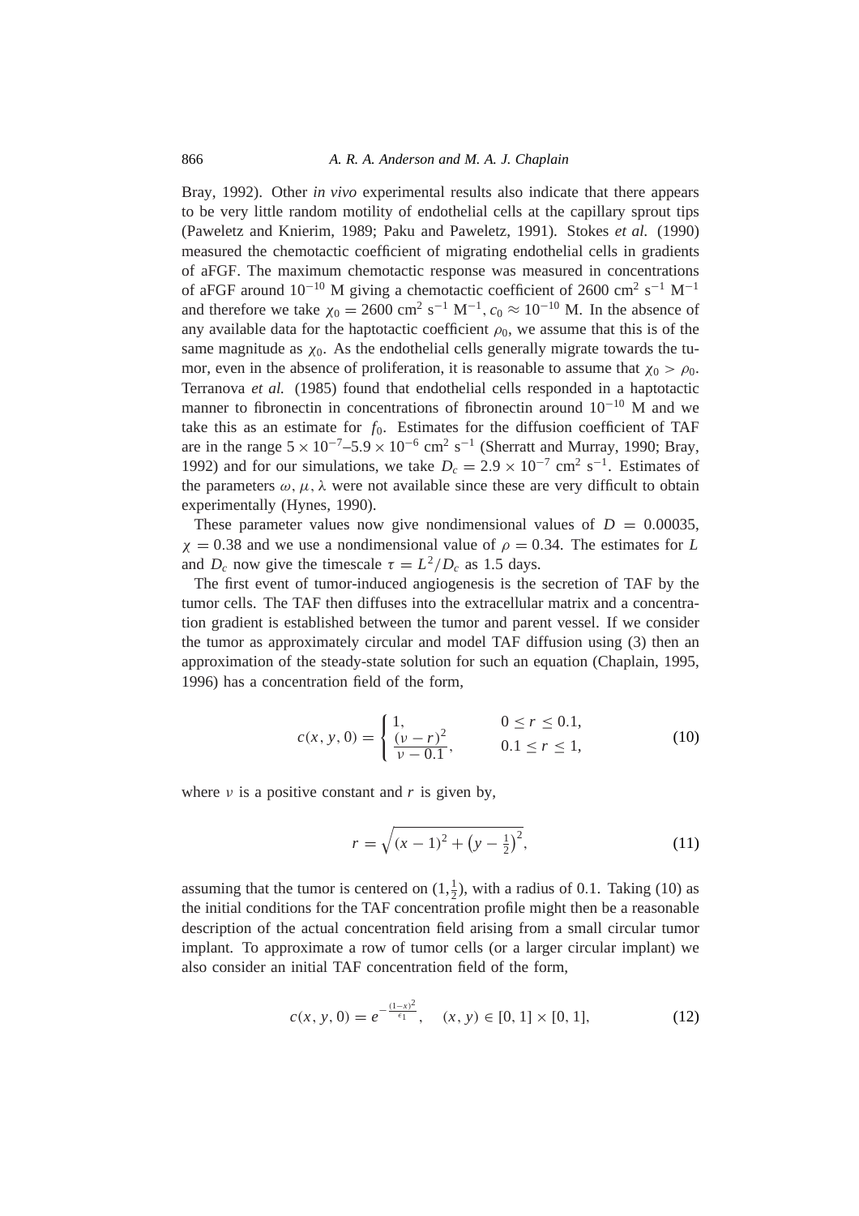Bray, 1992). Other *in vivo* experimental results also indicate that there appears to be very little random motility of endothelial cells at the capillary sprout tips (Paweletz and Knierim, 1989; Paku and Paweletz, 1991). Stokes *et al.* (1990) measured the chemotactic coefficient of migrating endothelial cells in gradients of aFGF. The maximum chemotactic response was measured in concentrations of aFGF around $10^{-10}$ M giving a chemotactic coefficient of 2600 cm$^2$ s$^{-1}$ M$^{-1}$ and therefore we take $\chi_0 = 2600$ cm$^2$ s$^{-1}$ M$^{-1}$, $c_0 \approx 10^{-10}$ M. In the absence of any available data for the haptotactic coefficient $\rho_0$, we assume that this is of the same magnitude as $\chi_0$. As the endothelial cells generally migrate towards the tumor, even in the absence of proliferation, it is reasonable to assume that $\chi_0 > \rho_0$. Terranova *et al.* (1985) found that endothelial cells responded in a haptotactic manner to fibronectin in concentrations of fibronectin around $10^{-10}$ M and we take this as an estimate for $f_0$. Estimates for the diffusion coefficient of TAF are in the range $5 \times 10^{-7}$–$5.9 \times 10^{-6}$ cm$^2$ s$^{-1}$ (Sherratt and Murray, 1990; Bray, 1992) and for our simulations, we take $D_c = 2.9 \times 10^{-7}$ cm$^2$ s$^{-1}$. Estimates of the parameters $\omega$, $\mu$, $\lambda$ were not available since these are very difficult to obtain experimentally (Hynes, 1990).

These parameter values now give nondimensional values of $D = 0.00035$, $\chi = 0.38$ and we use a nondimensional value of $\rho = 0.34$. The estimates for $L$ and $D_c$ now give the timescale $\tau = L^2/D_c$ as 1.5 days.

The first event of tumor-induced angiogenesis is the secretion of TAF by the tumor cells. The TAF then diffuses into the extracellular matrix and a concentration gradient is established between the tumor and parent vessel. If we consider the tumor as approximately circular and model TAF diffusion using (3) then an approximation of the steady-state solution for such an equation (Chaplain, 1995, 1996) has a concentration field of the form,

$$c(x, y, 0) = \begin{cases} 1, & 0 \leq r \leq 0.1, \\ \dfrac{(\nu - r)^2}{\nu - 0.1}, & 0.1 \leq r \leq 1, \end{cases} \tag{10}$$

where $\nu$ is a positive constant and $r$ is given by,

$$r = \sqrt{(x-1)^2 + \left(y - \tfrac{1}{2}\right)^2}, \tag{11}$$

assuming that the tumor is centered on $(1, \frac{1}{2})$, with a radius of 0.1. Taking (10) as the initial conditions for the TAF concentration profile might then be a reasonable description of the actual concentration field arising from a small circular tumor implant. To approximate a row of tumor cells (or a larger circular implant) we also consider an initial TAF concentration field of the form,

$$c(x, y, 0) = e^{-\frac{(1-x)^2}{\epsilon_1}}, \quad (x, y) \in [0, 1] \times [0, 1], \tag{12}$$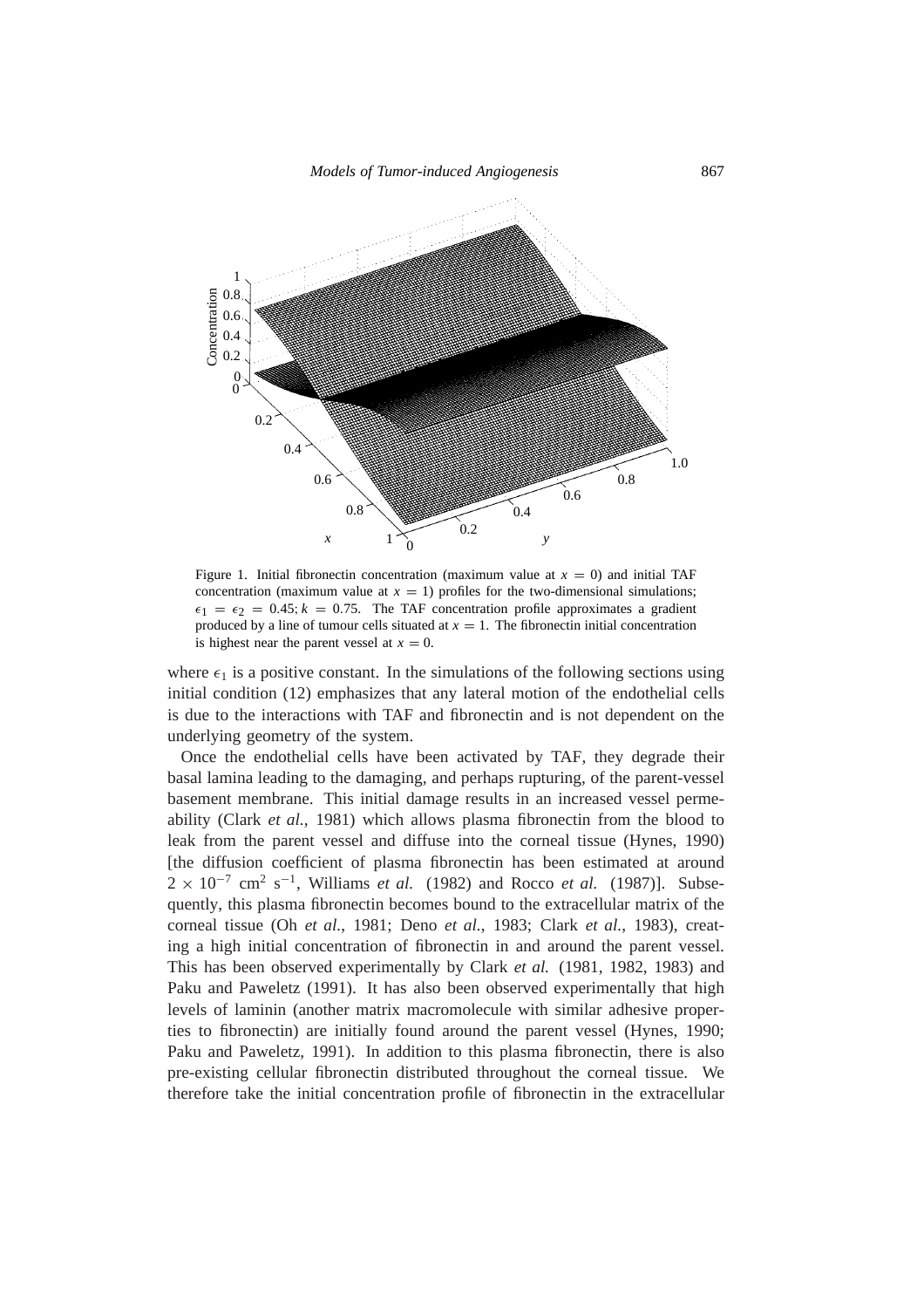Figure 1. Initial fibronectin concentration (maximum value at $x = 0$) and initial TAF concentration (maximum value at $x = 1$) profiles for the two-dimensional simulations; $\epsilon_1 = \epsilon_2 = 0.45$; $k = 0.75$. The TAF concentration profile approximates a gradient produced by a line of tumour cells situated at $x = 1$. The fibronectin initial concentration is highest near the parent vessel at $x = 0$.

where $\epsilon_1$ is a positive constant. In the simulations of the following sections using initial condition (12) emphasizes that any lateral motion of the endothelial cells is due to the interactions with TAF and fibronectin and is not dependent on the underlying geometry of the system.

Once the endothelial cells have been activated by TAF, they degrade their basal lamina leading to the damaging, and perhaps rupturing, of the parent-vessel basement membrane. This initial damage results in an increased vessel permeability (Clark *et al.*, 1981) which allows plasma fibronectin from the blood to leak from the parent vessel and diffuse into the corneal tissue (Hynes, 1990) [the diffusion coefficient of plasma fibronectin has been estimated at around $2 \times 10^{-7}$ cm$^2$ s$^{-1}$, Williams *et al.* (1982) and Rocco *et al.* (1987)]. Subsequently, this plasma fibronectin becomes bound to the extracellular matrix of the corneal tissue (Oh *et al.*, 1981; Deno *et al.*, 1983; Clark *et al.*, 1983), creating a high initial concentration of fibronectin in and around the parent vessel. This has been observed experimentally by Clark *et al.* (1981, 1982, 1983) and Paku and Paweletz (1991). It has also been observed experimentally that high levels of laminin (another matrix macromolecule with similar adhesive properties to fibronectin) are initially found around the parent vessel (Hynes, 1990; Paku and Paweletz, 1991). In addition to this plasma fibronectin, there is also pre-existing cellular fibronectin distributed throughout the corneal tissue. We therefore take the initial concentration profile of fibronectin in the extracellular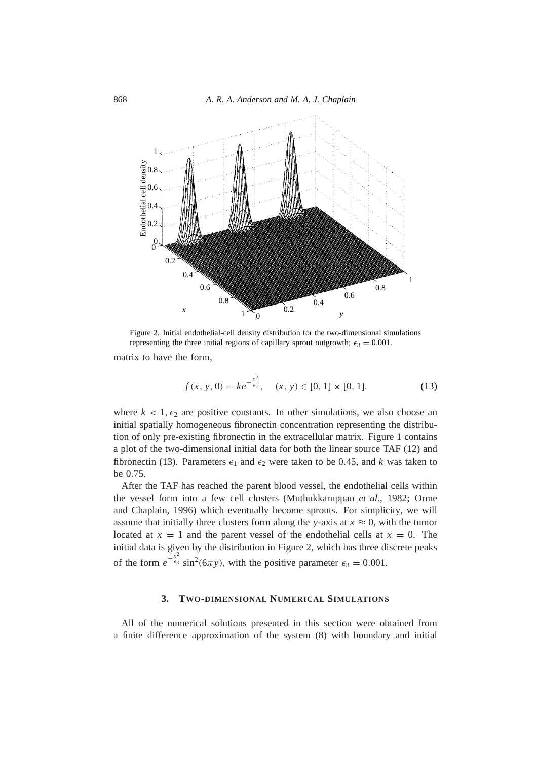Figure 2. Initial endothelial-cell density distribution for the two-dimensional simulations representing the three initial regions of capillary sprout outgrowth; $\epsilon_3 = 0.001$.

matrix to have the form,

$$f(x, y, 0) = ke^{-\frac{x^2}{\epsilon_2}}, \quad (x, y) \in [0, 1] \times [0, 1]. \tag{13}$$

where $k < 1$, $\epsilon_2$ are positive constants. In other simulations, we also choose an initial spatially homogeneous fibronectin concentration representing the distribution of only pre-existing fibronectin in the extracellular matrix. Figure 1 contains a plot of the two-dimensional initial data for both the linear source TAF (12) and fibronectin (13). Parameters $\epsilon_1$ and $\epsilon_2$ were taken to be 0.45, and $k$ was taken to be 0.75.

After the TAF has reached the parent blood vessel, the endothelial cells within the vessel form into a few cell clusters (Muthukkaruppan *et al.*, 1982; Orme and Chaplain, 1996) which eventually become sprouts. For simplicity, we will assume that initially three clusters form along the $y$-axis at $x \approx 0$, with the tumor located at $x = 1$ and the parent vessel of the endothelial cells at $x = 0$. The initial data is given by the distribution in Figure 2, which has three discrete peaks of the form $e^{-\frac{x^2}{\epsilon_3}} \sin^2(6\pi y)$, with the positive parameter $\epsilon_3 = 0.001$.

## 3. Two-dimensional Numerical Simulations

All of the numerical solutions presented in this section were obtained from a finite difference approximation of the system (8) with boundary and initial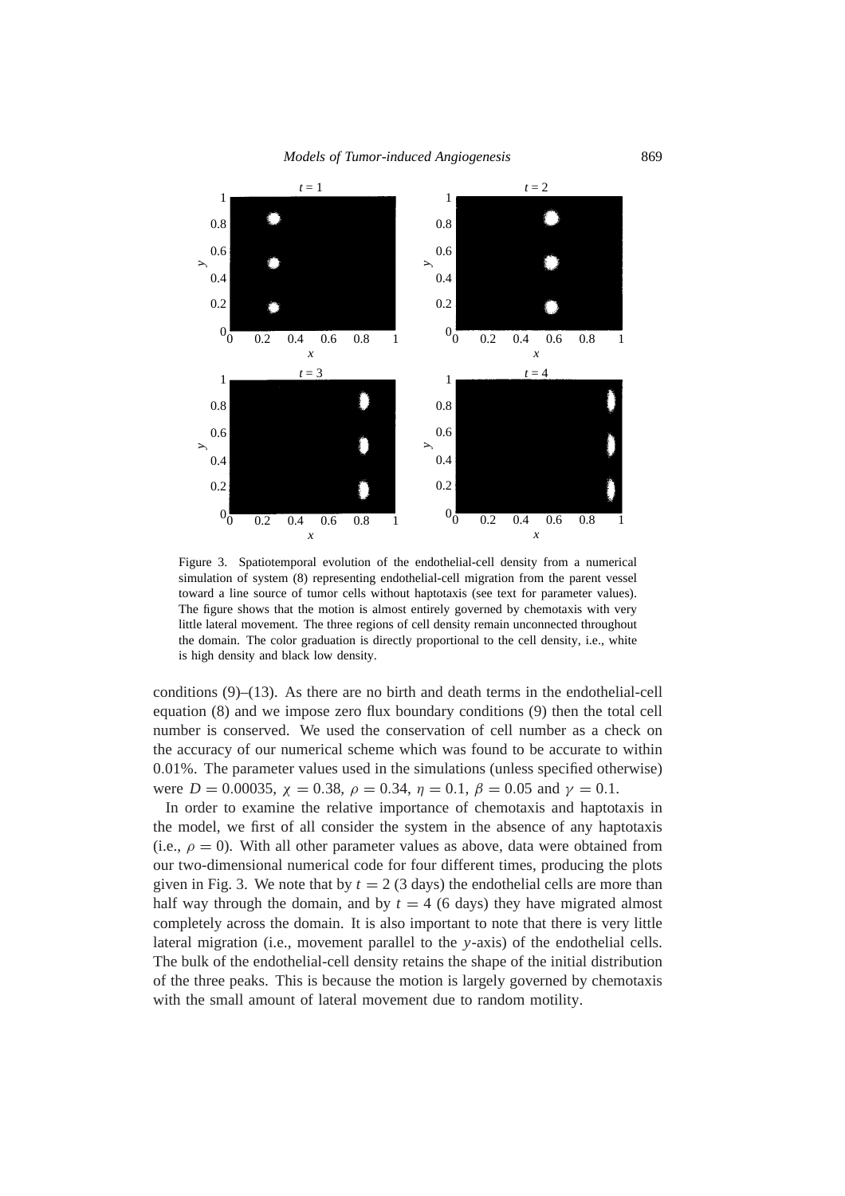Figure 3. Spatiotemporal evolution of the endothelial-cell density from a numerical simulation of system (8) representing endothelial-cell migration from the parent vessel toward a line source of tumor cells without haptotaxis (see text for parameter values). The figure shows that the motion is almost entirely governed by chemotaxis with very little lateral movement. The three regions of cell density remain unconnected throughout the domain. The color graduation is directly proportional to the cell density, i.e., white is high density and black low density.

conditions (9)–(13). As there are no birth and death terms in the endothelial-cell equation (8) and we impose zero flux boundary conditions (9) then the total cell number is conserved. We used the conservation of cell number as a check on the accuracy of our numerical scheme which was found to be accurate to within 0.01%. The parameter values used in the simulations (unless specified otherwise) were $D = 0.00035$, $\chi = 0.38$, $\rho = 0.34$, $\eta = 0.1$, $\beta = 0.05$ and $\gamma = 0.1$.

In order to examine the relative importance of chemotaxis and haptotaxis in the model, we first of all consider the system in the absence of any haptotaxis (i.e., $\rho = 0$). With all other parameter values as above, data were obtained from our two-dimensional numerical code for four different times, producing the plots given in Fig. 3. We note that by $t = 2$ (3 days) the endothelial cells are more than half way through the domain, and by $t = 4$ (6 days) they have migrated almost completely across the domain. It is also important to note that there is very little lateral migration (i.e., movement parallel to the $y$-axis) of the endothelial cells. The bulk of the endothelial-cell density retains the shape of the initial distribution of the three peaks. This is because the motion is largely governed by chemotaxis with the small amount of lateral movement due to random motility.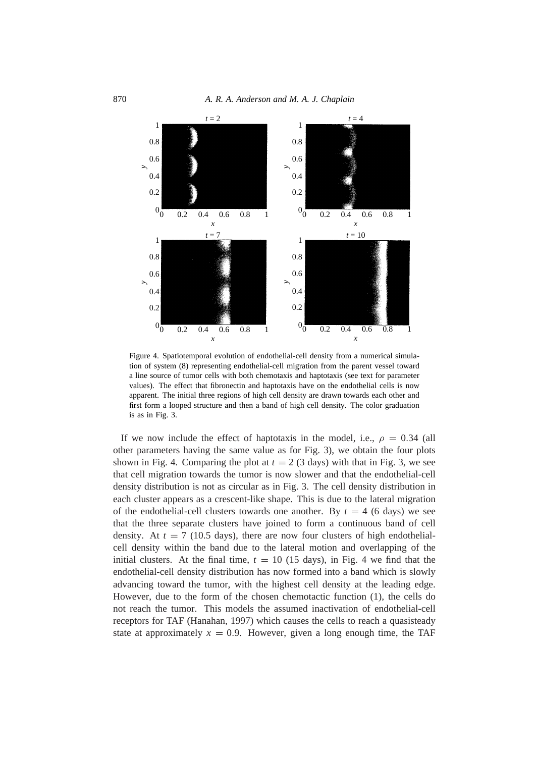Figure 4. Spatiotemporal evolution of endothelial-cell density from a numerical simulation of system (8) representing endothelial-cell migration from the parent vessel toward a line source of tumor cells with both chemotaxis and haptotaxis (see text for parameter values). The effect that fibronectin and haptotaxis have on the endothelial cells is now apparent. The initial three regions of high cell density are drawn towards each other and first form a looped structure and then a band of high cell density. The color graduation is as in Fig. 3.

If we now include the effect of haptotaxis in the model, i.e., $\rho = 0.34$ (all other parameters having the same value as for Fig. 3), we obtain the four plots shown in Fig. 4. Comparing the plot at $t = 2$ (3 days) with that in Fig. 3, we see that cell migration towards the tumor is now slower and that the endothelial-cell density distribution is not as circular as in Fig. 3. The cell density distribution in each cluster appears as a crescent-like shape. This is due to the lateral migration of the endothelial-cell clusters towards one another. By $t = 4$ (6 days) we see that the three separate clusters have joined to form a continuous band of cell density. At $t = 7$ (10.5 days), there are now four clusters of high endothelial-cell density within the band due to the lateral motion and overlapping of the initial clusters. At the final time, $t = 10$ (15 days), in Fig. 4 we find that the endothelial-cell density distribution has now formed into a band which is slowly advancing toward the tumor, with the highest cell density at the leading edge. However, due to the form of the chosen chemotactic function (1), the cells do not reach the tumor. This models the assumed inactivation of endothelial-cell receptors for TAF (Hanahan, 1997) which causes the cells to reach a quasisteady state at approximately $x = 0.9$. However, given a long enough time, the TAF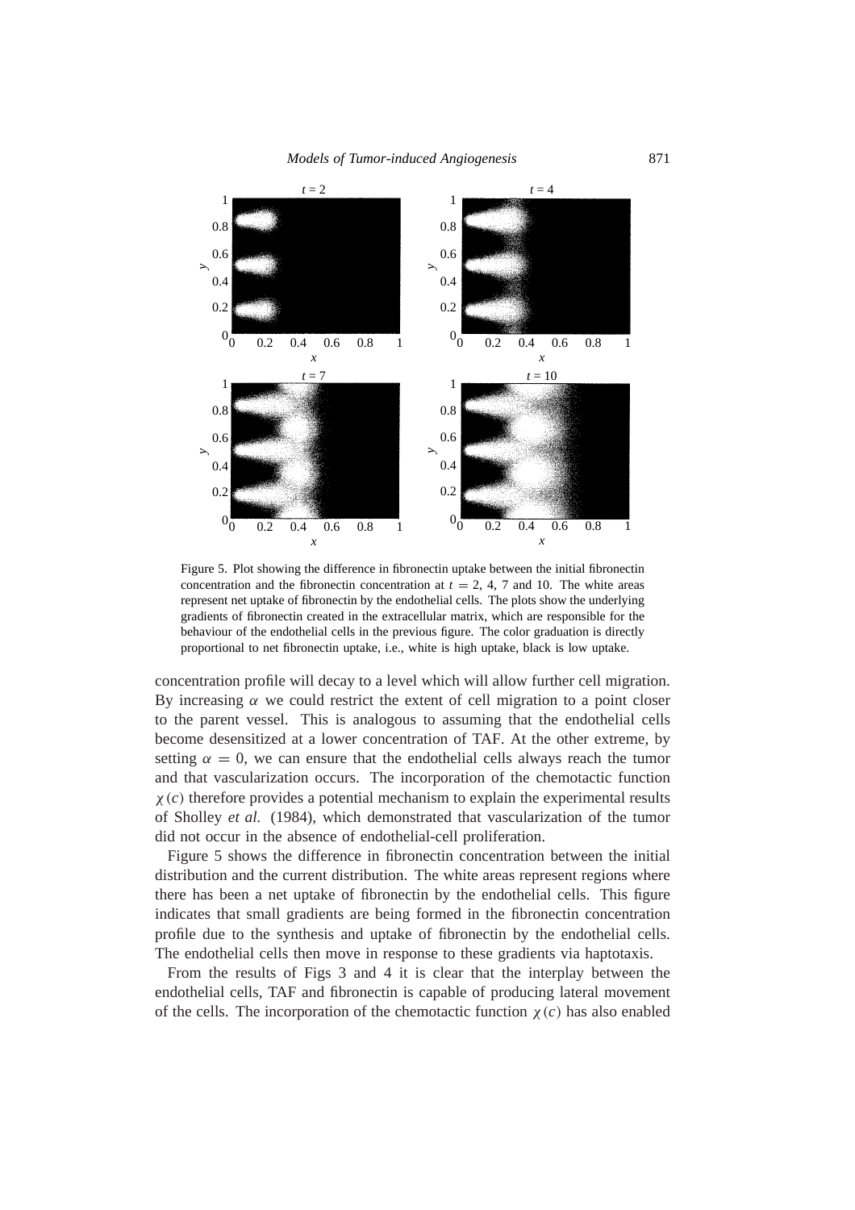Figure 5. Plot showing the difference in fibronectin uptake between the initial fibronectin concentration and the fibronectin concentration at $t = 2$, 4, 7 and 10. The white areas represent net uptake of fibronectin by the endothelial cells. The plots show the underlying gradients of fibronectin created in the extracellular matrix, which are responsible for the behaviour of the endothelial cells in the previous figure. The color graduation is directly proportional to net fibronectin uptake, i.e., white is high uptake, black is low uptake.

concentration profile will decay to a level which will allow further cell migration. By increasing $\alpha$ we could restrict the extent of cell migration to a point closer to the parent vessel. This is analogous to assuming that the endothelial cells become desensitized at a lower concentration of TAF. At the other extreme, by setting $\alpha = 0$, we can ensure that the endothelial cells always reach the tumor and that vascularization occurs. The incorporation of the chemotactic function $\chi(c)$ therefore provides a potential mechanism to explain the experimental results of Sholley *et al.* (1984), which demonstrated that vascularization of the tumor did not occur in the absence of endothelial-cell proliferation.

Figure 5 shows the difference in fibronectin concentration between the initial distribution and the current distribution. The white areas represent regions where there has been a net uptake of fibronectin by the endothelial cells. This figure indicates that small gradients are being formed in the fibronectin concentration profile due to the synthesis and uptake of fibronectin by the endothelial cells. The endothelial cells then move in response to these gradients via haptotaxis.

From the results of Figs 3 and 4 it is clear that the interplay between the endothelial cells, TAF and fibronectin is capable of producing lateral movement of the cells. The incorporation of the chemotactic function $\chi(c)$ has also enabled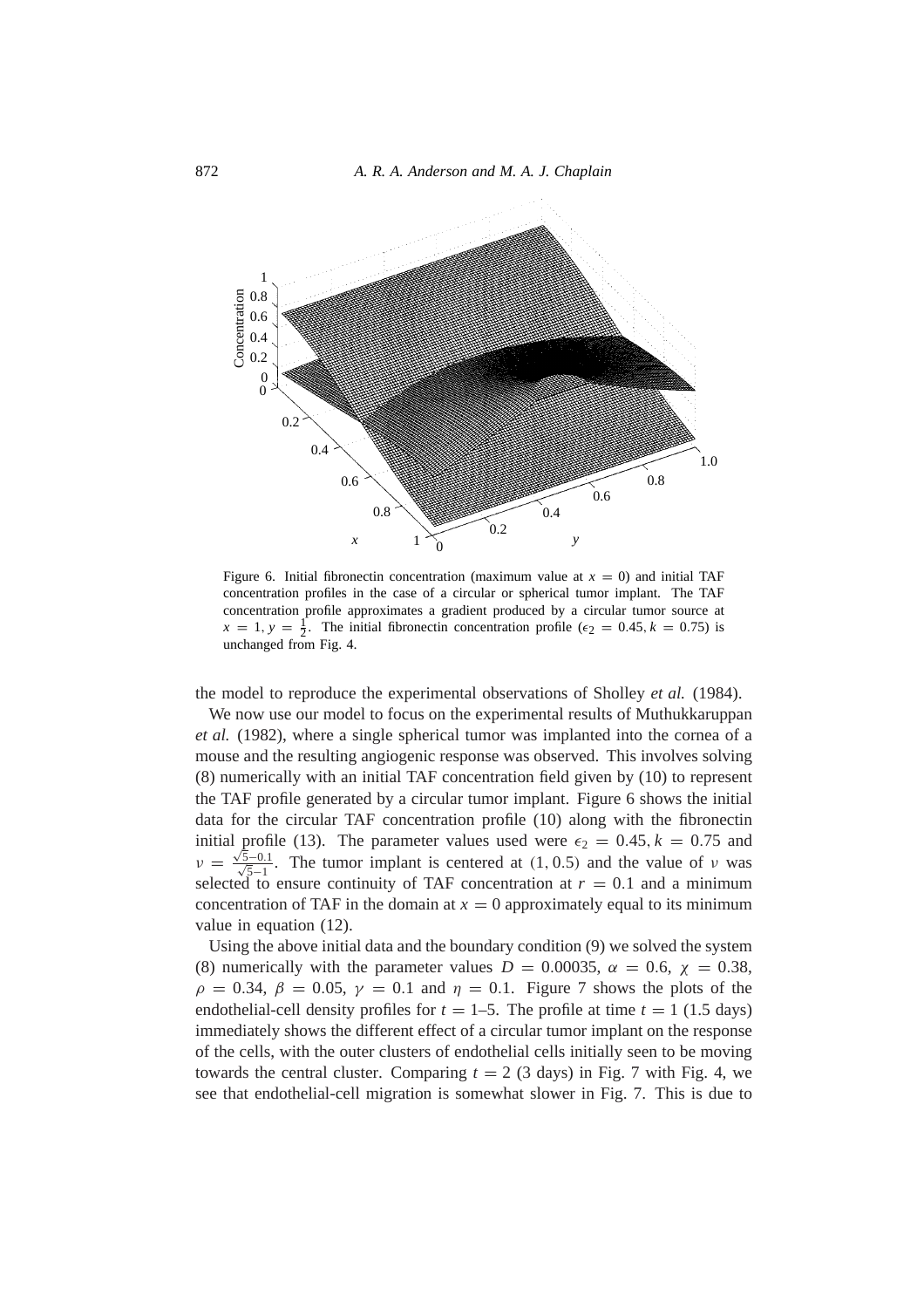Figure 6. Initial fibronectin concentration (maximum value at $x = 0$) and initial TAF concentration profiles in the case of a circular or spherical tumor implant. The TAF concentration profile approximates a gradient produced by a circular tumor source at $x = 1, y = \frac{1}{2}$. The initial fibronectin concentration profile ($\epsilon_2 = 0.45, k = 0.75$) is unchanged from Fig. 4.

the model to reproduce the experimental observations of Sholley *et al.* (1984).

We now use our model to focus on the experimental results of Muthukkaruppan *et al.* (1982), where a single spherical tumor was implanted into the cornea of a mouse and the resulting angiogenic response was observed. This involves solving (8) numerically with an initial TAF concentration field given by (10) to represent the TAF profile generated by a circular tumor implant. Figure 6 shows the initial data for the circular TAF concentration profile (10) along with the fibronectin initial profile (13). The parameter values used were $\epsilon_2 = 0.45, k = 0.75$ and $\nu = \frac{\sqrt{5}-0.1}{\sqrt{5}-1}$. The tumor implant is centered at $(1, 0.5)$ and the value of $\nu$ was selected to ensure continuity of TAF concentration at $r = 0.1$ and a minimum concentration of TAF in the domain at $x = 0$ approximately equal to its minimum value in equation (12).

Using the above initial data and the boundary condition (9) we solved the system (8) numerically with the parameter values $D = 0.00035$, $\alpha = 0.6$, $\chi = 0.38$, $\rho = 0.34$, $\beta = 0.05$, $\gamma = 0.1$ and $\eta = 0.1$. Figure 7 shows the plots of the endothelial-cell density profiles for $t = 1$–$5$. The profile at time $t = 1$ (1.5 days) immediately shows the different effect of a circular tumor implant on the response of the cells, with the outer clusters of endothelial cells initially seen to be moving towards the central cluster. Comparing $t = 2$ (3 days) in Fig. 7 with Fig. 4, we see that endothelial-cell migration is somewhat slower in Fig. 7. This is due to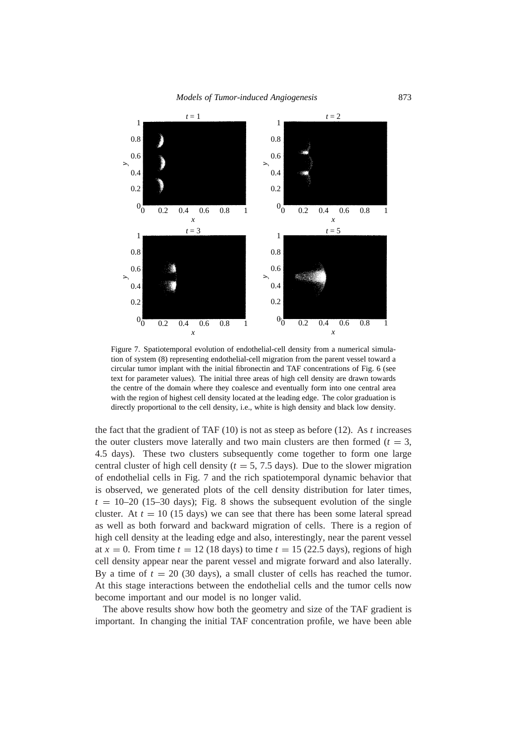Figure 7. Spatiotemporal evolution of endothelial-cell density from a numerical simulation of system (8) representing endothelial-cell migration from the parent vessel toward a circular tumor implant with the initial fibronectin and TAF concentrations of Fig. 6 (see text for parameter values). The initial three areas of high cell density are drawn towards the centre of the domain where they coalesce and eventually form into one central area with the region of highest cell density located at the leading edge. The color graduation is directly proportional to the cell density, i.e., white is high density and black low density.

the fact that the gradient of TAF (10) is not as steep as before (12). As $t$ increases the outer clusters move laterally and two main clusters are then formed ($t = 3$, 4.5 days). These two clusters subsequently come together to form one large central cluster of high cell density ($t = 5$, 7.5 days). Due to the slower migration of endothelial cells in Fig. 7 and the rich spatiotemporal dynamic behavior that is observed, we generated plots of the cell density distribution for later times, $t = 10$–$20$ (15–30 days); Fig. 8 shows the subsequent evolution of the single cluster. At $t = 10$ (15 days) we can see that there has been some lateral spread as well as both forward and backward migration of cells. There is a region of high cell density at the leading edge and also, interestingly, near the parent vessel at $x = 0$. From time $t = 12$ (18 days) to time $t = 15$ (22.5 days), regions of high cell density appear near the parent vessel and migrate forward and also laterally. By a time of $t = 20$ (30 days), a small cluster of cells has reached the tumor. At this stage interactions between the endothelial cells and the tumor cells now become important and our model is no longer valid.

The above results show how both the geometry and size of the TAF gradient is important. In changing the initial TAF concentration profile, we have been able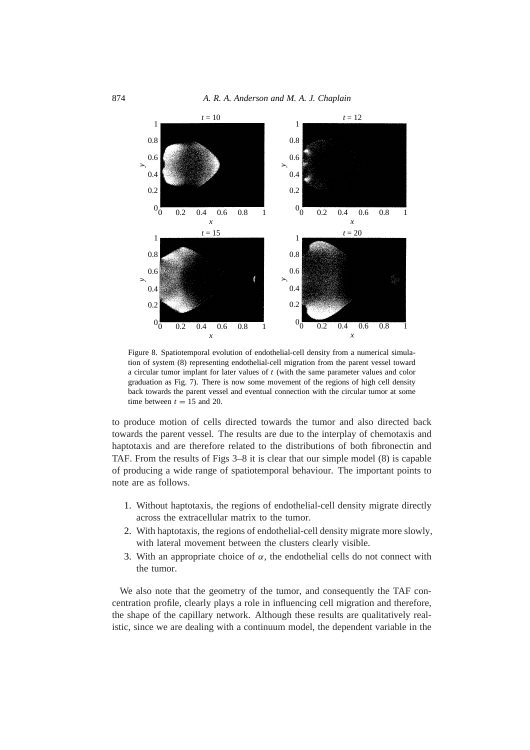Figure 8. Spatiotemporal evolution of endothelial-cell density from a numerical simulation of system (8) representing endothelial-cell migration from the parent vessel toward a circular tumor implant for later values of $t$ (with the same parameter values and color graduation as Fig. 7). There is now some movement of the regions of high cell density back towards the parent vessel and eventual connection with the circular tumor at some time between $t = 15$ and 20.

to produce motion of cells directed towards the tumor and also directed back towards the parent vessel. The results are due to the interplay of chemotaxis and haptotaxis and are therefore related to the distributions of both fibronectin and TAF. From the results of Figs 3–8 it is clear that our simple model (8) is capable of producing a wide range of spatiotemporal behaviour. The important points to note are as follows.

1. Without haptotaxis, the regions of endothelial-cell density migrate directly across the extracellular matrix to the tumor.
2. With haptotaxis, the regions of endothelial-cell density migrate more slowly, with lateral movement between the clusters clearly visible.
3. With an appropriate choice of $\alpha$, the endothelial cells do not connect with the tumor.

We also note that the geometry of the tumor, and consequently the TAF concentration profile, clearly plays a role in influencing cell migration and therefore, the shape of the capillary network. Although these results are qualitatively realistic, since we are dealing with a continuum model, the dependent variable in the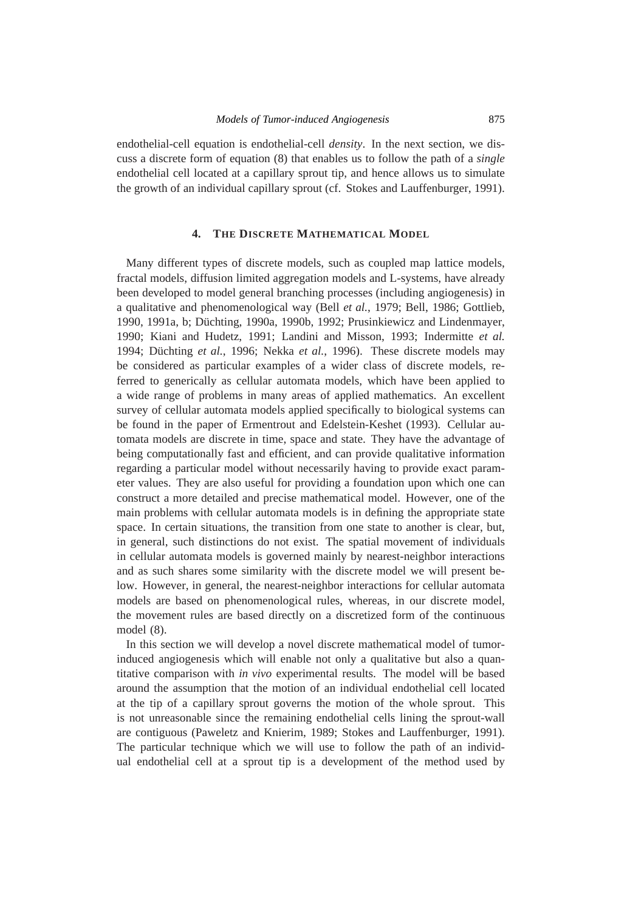endothelial-cell equation is endothelial-cell *density*. In the next section, we discuss a discrete form of equation (8) that enables us to follow the path of a *single* endothelial cell located at a capillary sprout tip, and hence allows us to simulate the growth of an individual capillary sprout (cf. Stokes and Lauffenburger, 1991).

## 4. The Discrete Mathematical Model

Many different types of discrete models, such as coupled map lattice models, fractal models, diffusion limited aggregation models and L-systems, have already been developed to model general branching processes (including angiogenesis) in a qualitative and phenomenological way (Bell *et al.*, 1979; Bell, 1986; Gottlieb, 1990, 1991a, b; Düchting, 1990a, 1990b, 1992; Prusinkiewicz and Lindenmayer, 1990; Kiani and Hudetz, 1991; Landini and Misson, 1993; Indermitte *et al.* 1994; Düchting *et al.*, 1996; Nekka *et al.*, 1996). These discrete models may be considered as particular examples of a wider class of discrete models, referred to generically as cellular automata models, which have been applied to a wide range of problems in many areas of applied mathematics. An excellent survey of cellular automata models applied specifically to biological systems can be found in the paper of Ermentrout and Edelstein-Keshet (1993). Cellular automata models are discrete in time, space and state. They have the advantage of being computationally fast and efficient, and can provide qualitative information regarding a particular model without necessarily having to provide exact parameter values. They are also useful for providing a foundation upon which one can construct a more detailed and precise mathematical model. However, one of the main problems with cellular automata models is in defining the appropriate state space. In certain situations, the transition from one state to another is clear, but, in general, such distinctions do not exist. The spatial movement of individuals in cellular automata models is governed mainly by nearest-neighbor interactions and as such shares some similarity with the discrete model we will present below. However, in general, the nearest-neighbor interactions for cellular automata models are based on phenomenological rules, whereas, in our discrete model, the movement rules are based directly on a discretized form of the continuous model (8).

In this section we will develop a novel discrete mathematical model of tumor-induced angiogenesis which will enable not only a qualitative but also a quantitative comparison with *in vivo* experimental results. The model will be based around the assumption that the motion of an individual endothelial cell located at the tip of a capillary sprout governs the motion of the whole sprout. This is not unreasonable since the remaining endothelial cells lining the sprout-wall are contiguous (Paweletz and Knierim, 1989; Stokes and Lauffenburger, 1991). The particular technique which we will use to follow the path of an individual endothelial cell at a sprout tip is a development of the method used by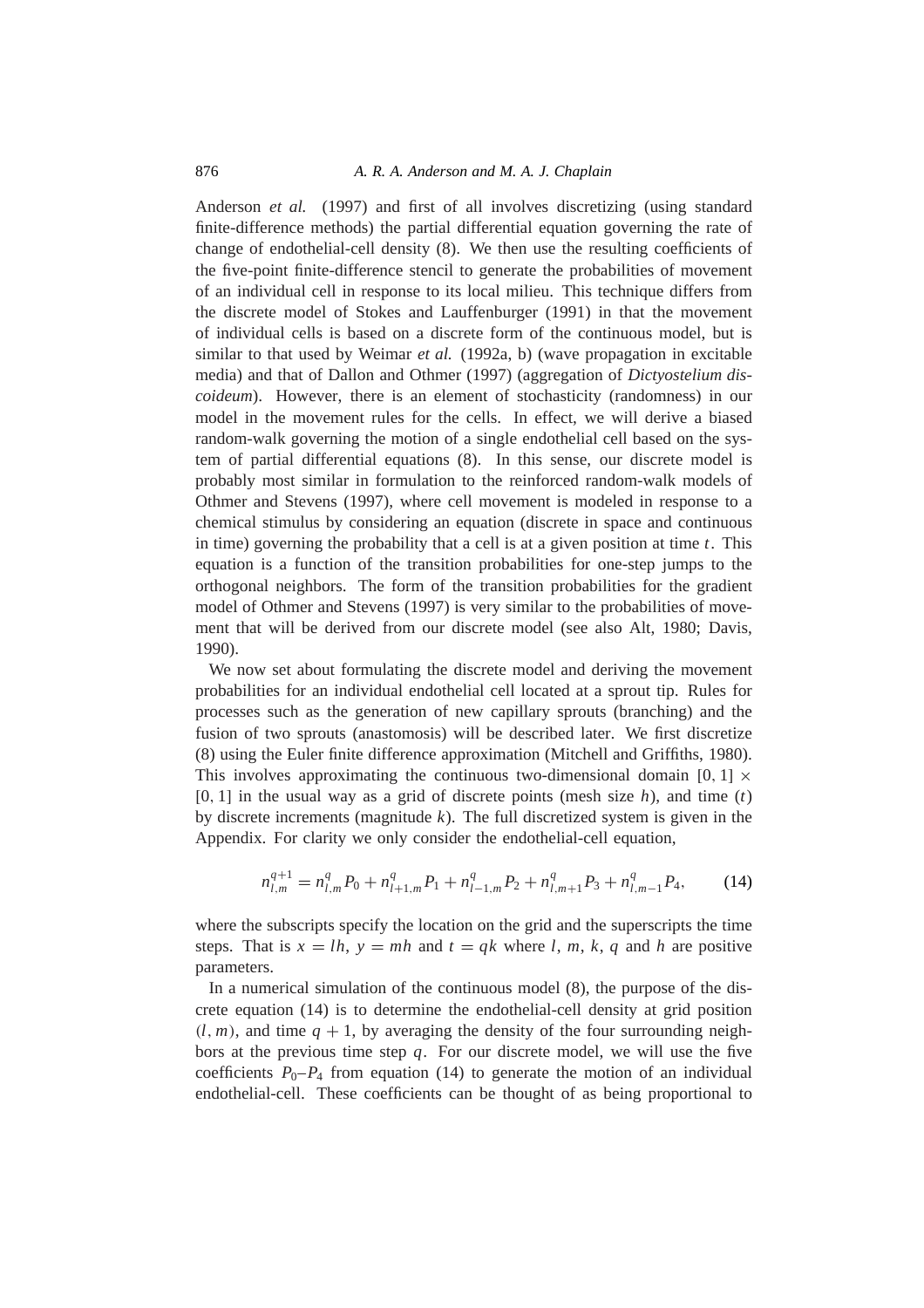Anderson *et al.* (1997) and first of all involves discretizing (using standard finite-difference methods) the partial differential equation governing the rate of change of endothelial-cell density (8). We then use the resulting coefficients of the five-point finite-difference stencil to generate the probabilities of movement of an individual cell in response to its local milieu. This technique differs from the discrete model of Stokes and Lauffenburger (1991) in that the movement of individual cells is based on a discrete form of the continuous model, but is similar to that used by Weimar *et al.* (1992a, b) (wave propagation in excitable media) and that of Dallon and Othmer (1997) (aggregation of *Dictyostelium discoideum*). However, there is an element of stochasticity (randomness) in our model in the movement rules for the cells. In effect, we will derive a biased random-walk governing the motion of a single endothelial cell based on the system of partial differential equations (8). In this sense, our discrete model is probably most similar in formulation to the reinforced random-walk models of Othmer and Stevens (1997), where cell movement is modeled in response to a chemical stimulus by considering an equation (discrete in space and continuous in time) governing the probability that a cell is at a given position at time $t$. This equation is a function of the transition probabilities for one-step jumps to the orthogonal neighbors. The form of the transition probabilities for the gradient model of Othmer and Stevens (1997) is very similar to the probabilities of movement that will be derived from our discrete model (see also Alt, 1980; Davis, 1990).

We now set about formulating the discrete model and deriving the movement probabilities for an individual endothelial cell located at a sprout tip. Rules for processes such as the generation of new capillary sprouts (branching) and the fusion of two sprouts (anastomosis) will be described later. We first discretize (8) using the Euler finite difference approximation (Mitchell and Griffiths, 1980). This involves approximating the continuous two-dimensional domain $[0, 1] \times [0, 1]$ in the usual way as a grid of discrete points (mesh size $h$), and time ($t$) by discrete increments (magnitude $k$). The full discretized system is given in the Appendix. For clarity we only consider the endothelial-cell equation,

$$n_{l,m}^{q+1} = n_{l,m}^{q} P_0 + n_{l+1,m}^{q} P_1 + n_{l-1,m}^{q} P_2 + n_{l,m+1}^{q} P_3 + n_{l,m-1}^{q} P_4, \qquad (14)$$

where the subscripts specify the location on the grid and the superscripts the time steps. That is $x = lh$, $y = mh$ and $t = qk$ where $l$, $m$, $k$, $q$ and $h$ are positive parameters.

In a numerical simulation of the continuous model (8), the purpose of the discrete equation (14) is to determine the endothelial-cell density at grid position $(l, m)$, and time $q + 1$, by averaging the density of the four surrounding neighbors at the previous time step $q$. For our discrete model, we will use the five coefficients $P_0$–$P_4$ from equation (14) to generate the motion of an individual endothelial-cell. These coefficients can be thought of as being proportional to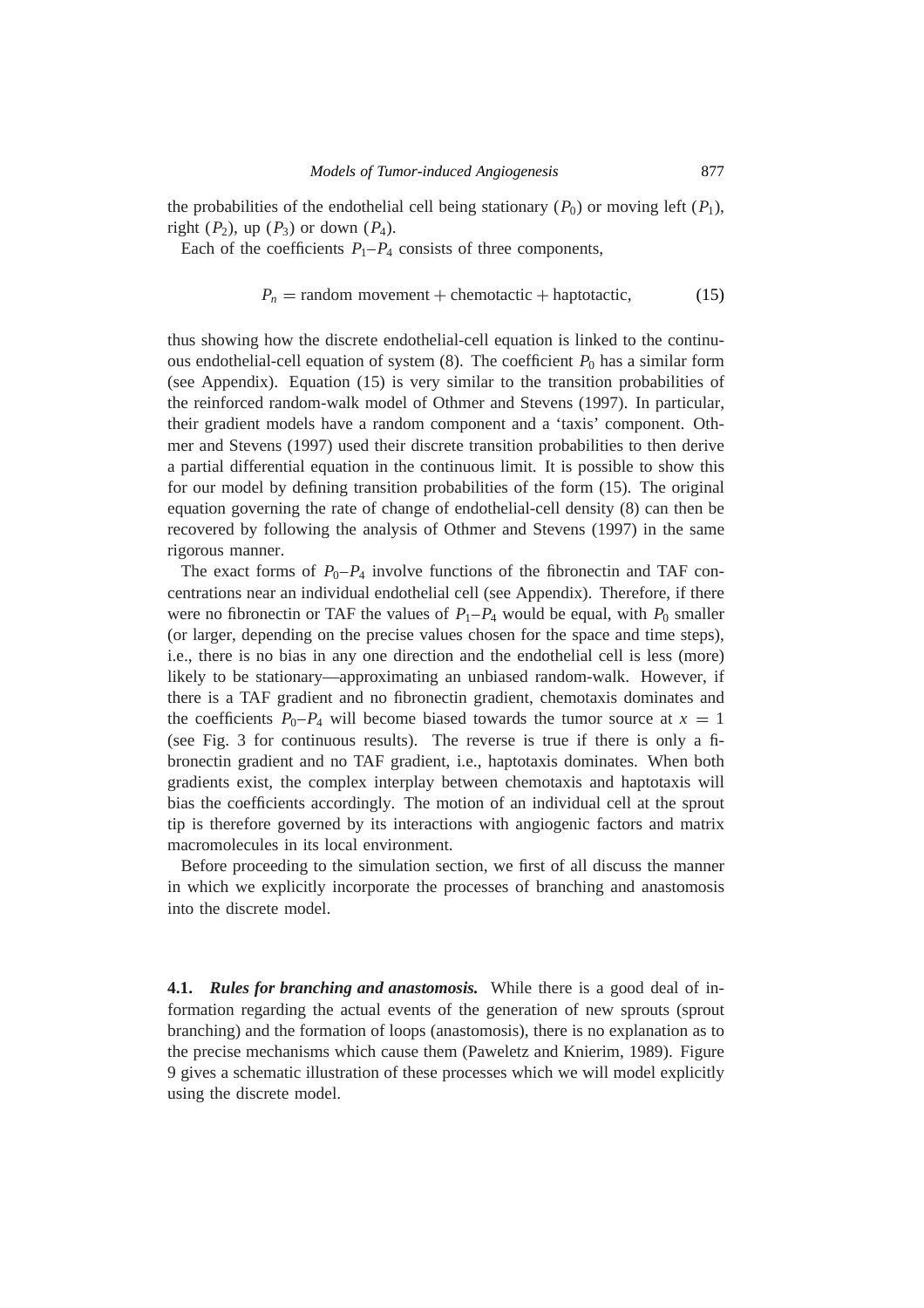the probabilities of the endothelial cell being stationary ($P_0$) or moving left ($P_1$), right ($P_2$), up ($P_3$) or down ($P_4$).

Each of the coefficients $P_1$–$P_4$ consists of three components,

$$P_n = \text{random movement} + \text{chemotactic} + \text{haptotactic}, \tag{15}$$

thus showing how the discrete endothelial-cell equation is linked to the continuous endothelial-cell equation of system (8). The coefficient $P_0$ has a similar form (see Appendix). Equation (15) is very similar to the transition probabilities of the reinforced random-walk model of Othmer and Stevens (1997). In particular, their gradient models have a random component and a 'taxis' component. Othmer and Stevens (1997) used their discrete transition probabilities to then derive a partial differential equation in the continuous limit. It is possible to show this for our model by defining transition probabilities of the form (15). The original equation governing the rate of change of endothelial-cell density (8) can then be recovered by following the analysis of Othmer and Stevens (1997) in the same rigorous manner.

The exact forms of $P_0$–$P_4$ involve functions of the fibronectin and TAF concentrations near an individual endothelial cell (see Appendix). Therefore, if there were no fibronectin or TAF the values of $P_1$–$P_4$ would be equal, with $P_0$ smaller (or larger, depending on the precise values chosen for the space and time steps), i.e., there is no bias in any one direction and the endothelial cell is less (more) likely to be stationary—approximating an unbiased random-walk. However, if there is a TAF gradient and no fibronectin gradient, chemotaxis dominates and the coefficients $P_0$–$P_4$ will become biased towards the tumor source at $x = 1$ (see Fig. 3 for continuous results). The reverse is true if there is only a fibronectin gradient and no TAF gradient, i.e., haptotaxis dominates. When both gradients exist, the complex interplay between chemotaxis and haptotaxis will bias the coefficients accordingly. The motion of an individual cell at the sprout tip is therefore governed by its interactions with angiogenic factors and matrix macromolecules in its local environment.

Before proceeding to the simulation section, we first of all discuss the manner in which we explicitly incorporate the processes of branching and anastomosis into the discrete model.

**4.1.** ***Rules for branching and anastomosis.*** While there is a good deal of information regarding the actual events of the generation of new sprouts (sprout branching) and the formation of loops (anastomosis), there is no explanation as to the precise mechanisms which cause them (Paweletz and Knierim, 1989). Figure 9 gives a schematic illustration of these processes which we will model explicitly using the discrete model.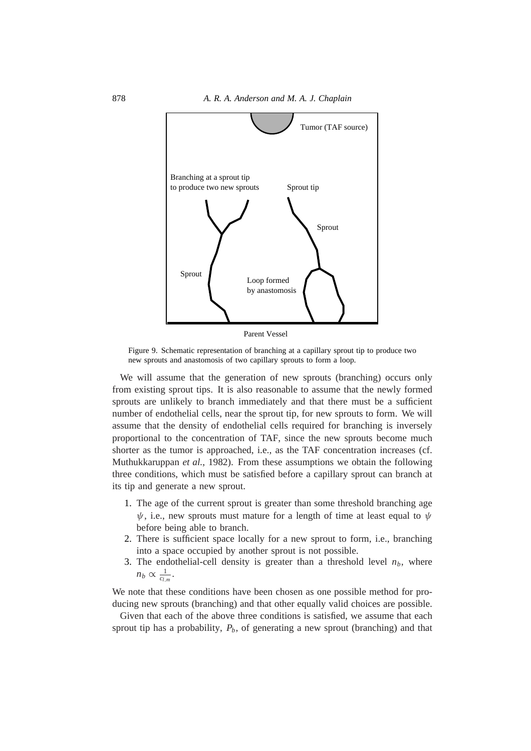Figure 9. Schematic representation of branching at a capillary sprout tip to produce two new sprouts and anastomosis of two capillary sprouts to form a loop.

We will assume that the generation of new sprouts (branching) occurs only from existing sprout tips. It is also reasonable to assume that the newly formed sprouts are unlikely to branch immediately and that there must be a sufficient number of endothelial cells, near the sprout tip, for new sprouts to form. We will assume that the density of endothelial cells required for branching is inversely proportional to the concentration of TAF, since the new sprouts become much shorter as the tumor is approached, i.e., as the TAF concentration increases (cf. Muthukkaruppan *et al.*, 1982). From these assumptions we obtain the following three conditions, which must be satisfied before a capillary sprout can branch at its tip and generate a new sprout.

1. The age of the current sprout is greater than some threshold branching age $\psi$, i.e., new sprouts must mature for a length of time at least equal to $\psi$ before being able to branch.
2. There is sufficient space locally for a new sprout to form, i.e., branching into a space occupied by another sprout is not possible.
3. The endothelial-cell density is greater than a threshold level $n_b$, where $n_b \propto \frac{1}{c_{l,m}}$.

We note that these conditions have been chosen as one possible method for producing new sprouts (branching) and that other equally valid choices are possible.

Given that each of the above three conditions is satisfied, we assume that each sprout tip has a probability, $P_b$, of generating a new sprout (branching) and that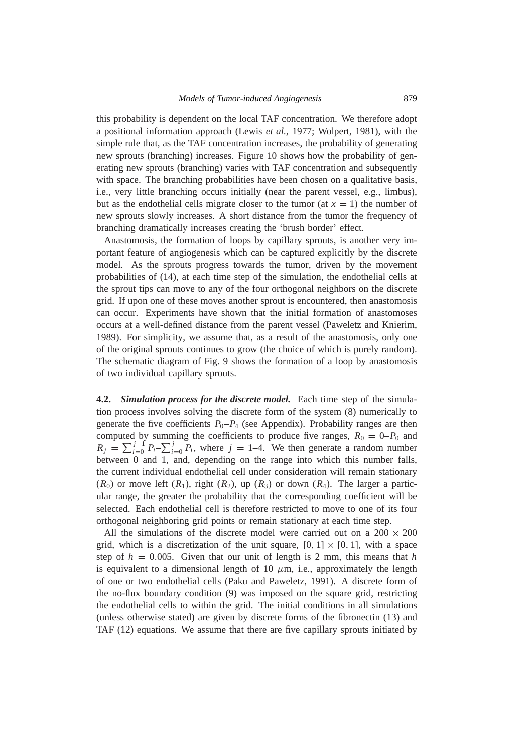this probability is dependent on the local TAF concentration. We therefore adopt a positional information approach (Lewis *et al.*, 1977; Wolpert, 1981), with the simple rule that, as the TAF concentration increases, the probability of generating new sprouts (branching) increases. Figure 10 shows how the probability of generating new sprouts (branching) varies with TAF concentration and subsequently with space. The branching probabilities have been chosen on a qualitative basis, i.e., very little branching occurs initially (near the parent vessel, e.g., limbus), but as the endothelial cells migrate closer to the tumor (at $x = 1$) the number of new sprouts slowly increases. A short distance from the tumor the frequency of branching dramatically increases creating the 'brush border' effect.

Anastomosis, the formation of loops by capillary sprouts, is another very important feature of angiogenesis which can be captured explicitly by the discrete model. As the sprouts progress towards the tumor, driven by the movement probabilities of (14), at each time step of the simulation, the endothelial cells at the sprout tips can move to any of the four orthogonal neighbors on the discrete grid. If upon one of these moves another sprout is encountered, then anastomosis can occur. Experiments have shown that the initial formation of anastomoses occurs at a well-defined distance from the parent vessel (Paweletz and Knierim, 1989). For simplicity, we assume that, as a result of the anastomosis, only one of the original sprouts continues to grow (the choice of which is purely random). The schematic diagram of Fig. 9 shows the formation of a loop by anastomosis of two individual capillary sprouts.

**4.2.** ***Simulation process for the discrete model.*** Each time step of the simulation process involves solving the discrete form of the system (8) numerically to generate the five coefficients $P_0$–$P_4$ (see Appendix). Probability ranges are then computed by summing the coefficients to produce five ranges, $R_0 = 0$–$P_0$ and $R_j = \sum_{i=0}^{j-1} P_i$–$\sum_{i=0}^{j} P_i$, where $j = 1$–$4$. We then generate a random number between 0 and 1, and, depending on the range into which this number falls, the current individual endothelial cell under consideration will remain stationary ($R_0$) or move left ($R_1$), right ($R_2$), up ($R_3$) or down ($R_4$). The larger a particular range, the greater the probability that the corresponding coefficient will be selected. Each endothelial cell is therefore restricted to move to one of its four orthogonal neighboring grid points or remain stationary at each time step.

All the simulations of the discrete model were carried out on a $200 \times 200$ grid, which is a discretization of the unit square, $[0, 1] \times [0, 1]$, with a space step of $h = 0.005$. Given that our unit of length is 2 mm, this means that $h$ is equivalent to a dimensional length of 10 $\mu$m, i.e., approximately the length of one or two endothelial cells (Paku and Paweletz, 1991). A discrete form of the no-flux boundary condition (9) was imposed on the square grid, restricting the endothelial cells to within the grid. The initial conditions in all simulations (unless otherwise stated) are given by discrete forms of the fibronectin (13) and TAF (12) equations. We assume that there are five capillary sprouts initiated by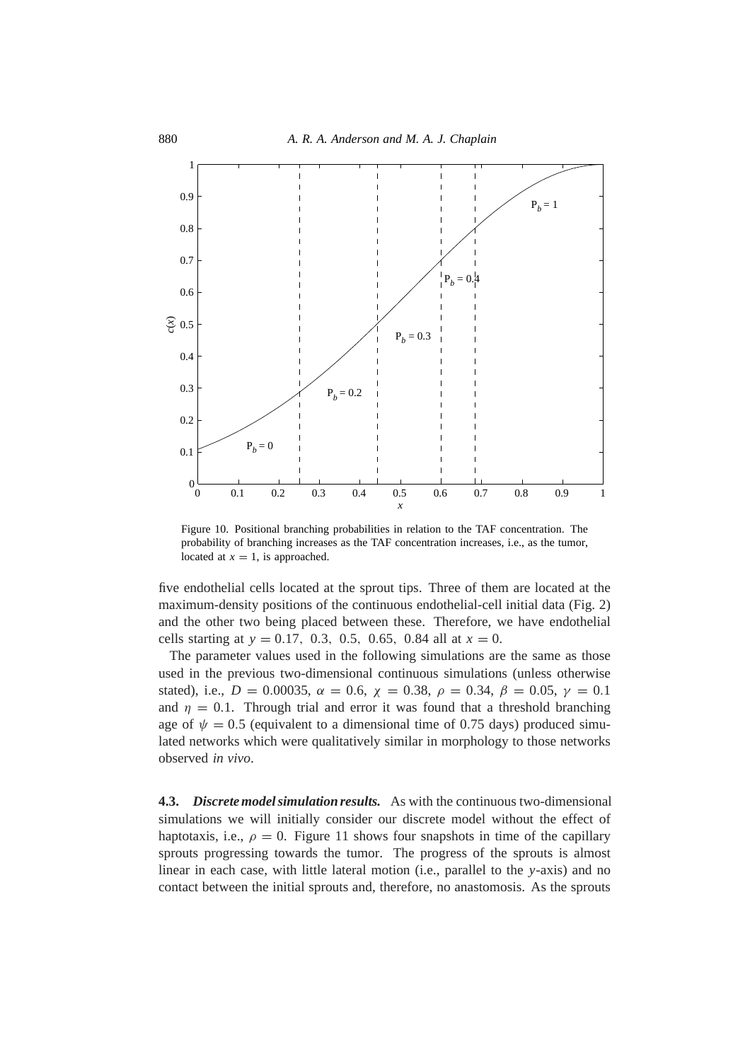Figure 10. Positional branching probabilities in relation to the TAF concentration. The probability of branching increases as the TAF concentration increases, i.e., as the tumor, located at $x = 1$, is approached.

five endothelial cells located at the sprout tips. Three of them are located at the maximum-density positions of the continuous endothelial-cell initial data (Fig. 2) and the other two being placed between these. Therefore, we have endothelial cells starting at $y = 0.17,\ 0.3,\ 0.5,\ 0.65,\ 0.84$ all at $x = 0$.

The parameter values used in the following simulations are the same as those used in the previous two-dimensional continuous simulations (unless otherwise stated), i.e., $D = 0.00035$, $\alpha = 0.6$, $\chi = 0.38$, $\rho = 0.34$, $\beta = 0.05$, $\gamma = 0.1$ and $\eta = 0.1$. Through trial and error it was found that a threshold branching age of $\psi = 0.5$ (equivalent to a dimensional time of 0.75 days) produced simulated networks which were qualitatively similar in morphology to those networks observed *in vivo*.

**4.3.** ***Discrete model simulation results.*** As with the continuous two-dimensional simulations we will initially consider our discrete model without the effect of haptotaxis, i.e., $\rho = 0$. Figure 11 shows four snapshots in time of the capillary sprouts progressing towards the tumor. The progress of the sprouts is almost linear in each case, with little lateral motion (i.e., parallel to the $y$-axis) and no contact between the initial sprouts and, therefore, no anastomosis. As the sprouts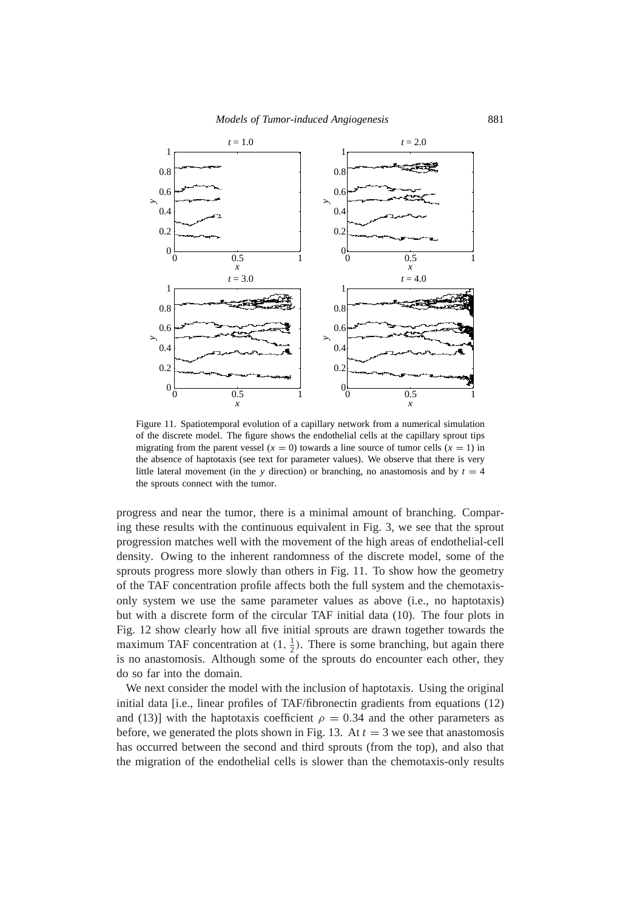Figure 11. Spatiotemporal evolution of a capillary network from a numerical simulation of the discrete model. The figure shows the endothelial cells at the capillary sprout tips migrating from the parent vessel ($x = 0$) towards a line source of tumor cells ($x = 1$) in the absence of haptotaxis (see text for parameter values). We observe that there is very little lateral movement (in the $y$ direction) or branching, no anastomosis and by $t = 4$ the sprouts connect with the tumor.

progress and near the tumor, there is a minimal amount of branching. Comparing these results with the continuous equivalent in Fig. 3, we see that the sprout progression matches well with the movement of the high areas of endothelial-cell density. Owing to the inherent randomness of the discrete model, some of the sprouts progress more slowly than others in Fig. 11. To show how the geometry of the TAF concentration profile affects both the full system and the chemotaxis-only system we use the same parameter values as above (i.e., no haptotaxis) but with a discrete form of the circular TAF initial data (10). The four plots in Fig. 12 show clearly how all five initial sprouts are drawn together towards the maximum TAF concentration at $(1, \frac{1}{2})$. There is some branching, but again there is no anastomosis. Although some of the sprouts do encounter each other, they do so far into the domain.

We next consider the model with the inclusion of haptotaxis. Using the original initial data [i.e., linear profiles of TAF/fibronectin gradients from equations (12) and (13)] with the haptotaxis coefficient $\rho = 0.34$ and the other parameters as before, we generated the plots shown in Fig. 13. At $t = 3$ we see that anastomosis has occurred between the second and third sprouts (from the top), and also that the migration of the endothelial cells is slower than the chemotaxis-only results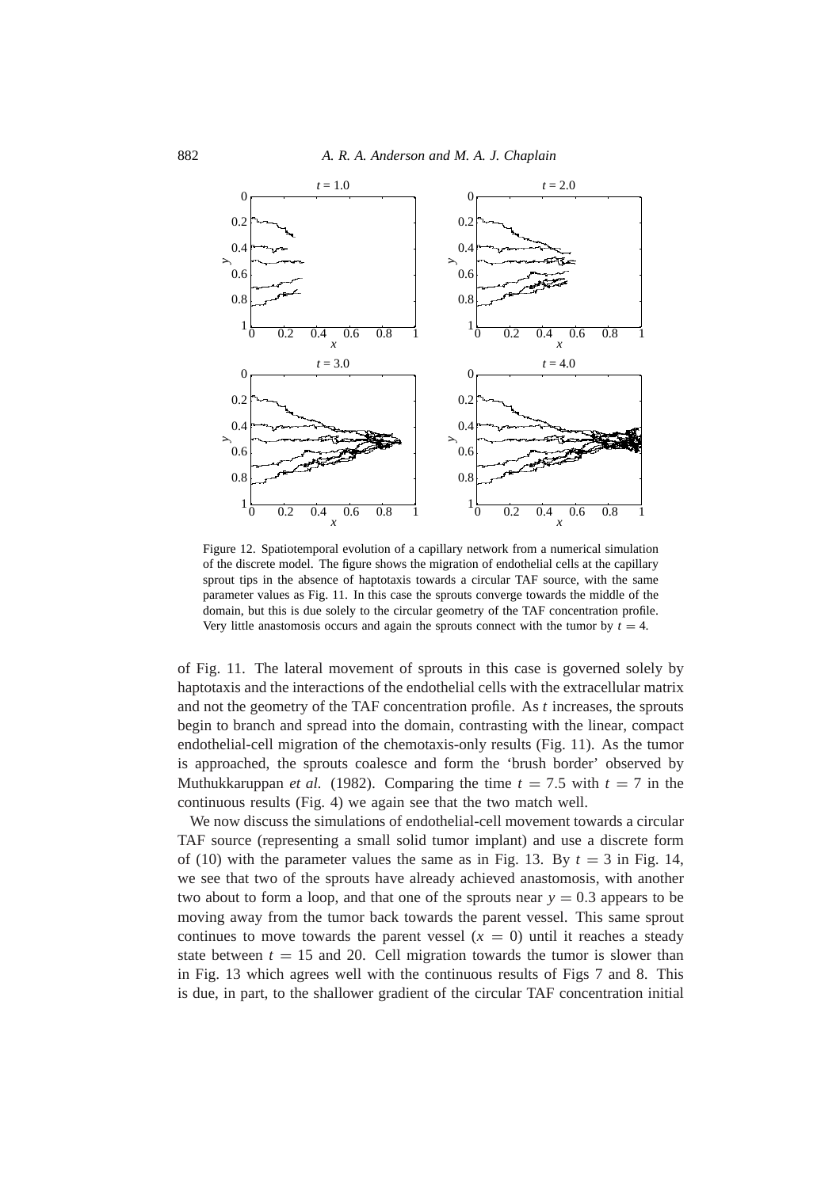Figure 12. Spatiotemporal evolution of a capillary network from a numerical simulation of the discrete model. The figure shows the migration of endothelial cells at the capillary sprout tips in the absence of haptotaxis towards a circular TAF source, with the same parameter values as Fig. 11. In this case the sprouts converge towards the middle of the domain, but this is due solely to the circular geometry of the TAF concentration profile. Very little anastomosis occurs and again the sprouts connect with the tumor by $t = 4$.

of Fig. 11. The lateral movement of sprouts in this case is governed solely by haptotaxis and the interactions of the endothelial cells with the extracellular matrix and not the geometry of the TAF concentration profile. As $t$ increases, the sprouts begin to branch and spread into the domain, contrasting with the linear, compact endothelial-cell migration of the chemotaxis-only results (Fig. 11). As the tumor is approached, the sprouts coalesce and form the 'brush border' observed by Muthukkaruppan *et al.* (1982). Comparing the time $t = 7.5$ with $t = 7$ in the continuous results (Fig. 4) we again see that the two match well.

We now discuss the simulations of endothelial-cell movement towards a circular TAF source (representing a small solid tumor implant) and use a discrete form of (10) with the parameter values the same as in Fig. 13. By $t = 3$ in Fig. 14, we see that two of the sprouts have already achieved anastomosis, with another two about to form a loop, and that one of the sprouts near $y = 0.3$ appears to be moving away from the tumor back towards the parent vessel. This same sprout continues to move towards the parent vessel ($x = 0$) until it reaches a steady state between $t = 15$ and 20. Cell migration towards the tumor is slower than in Fig. 13 which agrees well with the continuous results of Figs 7 and 8. This is due, in part, to the shallower gradient of the circular TAF concentration initial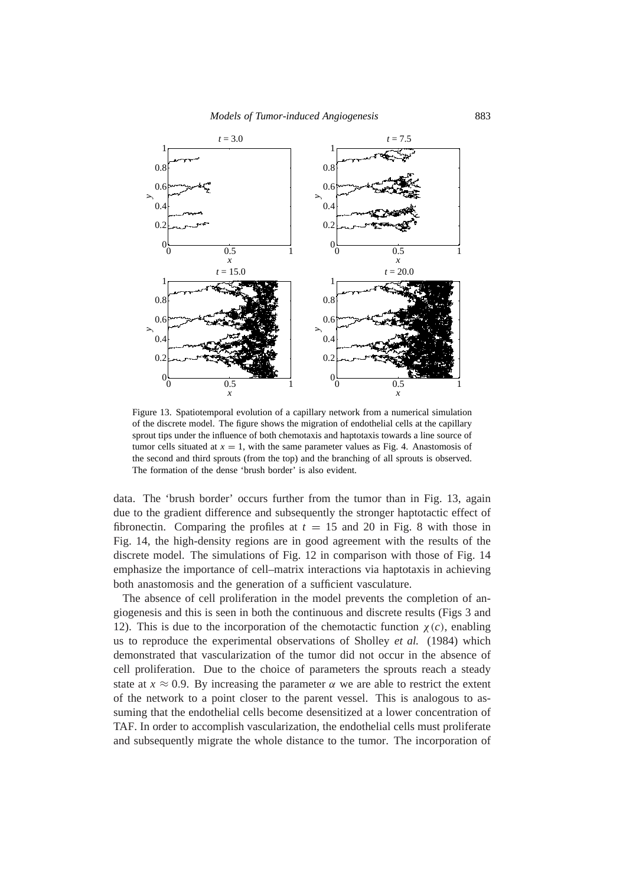Figure 13. Spatiotemporal evolution of a capillary network from a numerical simulation of the discrete model. The figure shows the migration of endothelial cells at the capillary sprout tips under the influence of both chemotaxis and haptotaxis towards a line source of tumor cells situated at $x = 1$, with the same parameter values as Fig. 4. Anastomosis of the second and third sprouts (from the top) and the branching of all sprouts is observed. The formation of the dense 'brush border' is also evident.

data. The 'brush border' occurs further from the tumor than in Fig. 13, again due to the gradient difference and subsequently the stronger haptotactic effect of fibronectin. Comparing the profiles at $t = 15$ and 20 in Fig. 8 with those in Fig. 14, the high-density regions are in good agreement with the results of the discrete model. The simulations of Fig. 12 in comparison with those of Fig. 14 emphasize the importance of cell–matrix interactions via haptotaxis in achieving both anastomosis and the generation of a sufficient vasculature.

The absence of cell proliferation in the model prevents the completion of angiogenesis and this is seen in both the continuous and discrete results (Figs 3 and 12). This is due to the incorporation of the chemotactic function $\chi(c)$, enabling us to reproduce the experimental observations of Sholley *et al.* (1984) which demonstrated that vascularization of the tumor did not occur in the absence of cell proliferation. Due to the choice of parameters the sprouts reach a steady state at $x \approx 0.9$. By increasing the parameter $\alpha$ we are able to restrict the extent of the network to a point closer to the parent vessel. This is analogous to assuming that the endothelial cells become desensitized at a lower concentration of TAF. In order to accomplish vascularization, the endothelial cells must proliferate and subsequently migrate the whole distance to the tumor. The incorporation of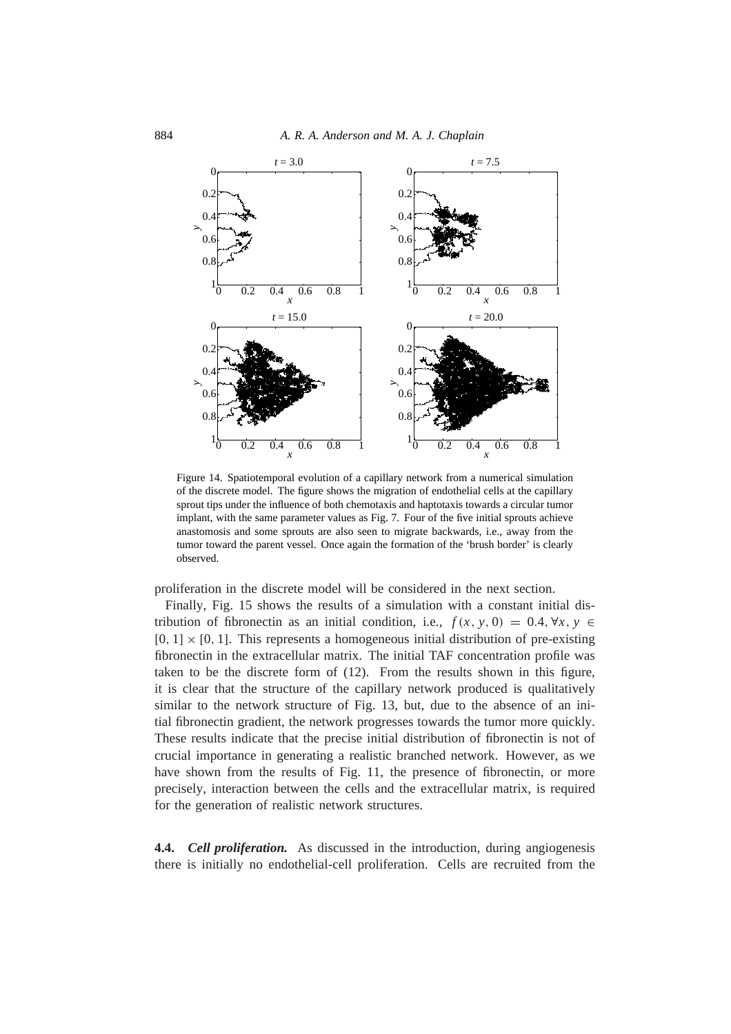Figure 14. Spatiotemporal evolution of a capillary network from a numerical simulation of the discrete model. The figure shows the migration of endothelial cells at the capillary sprout tips under the influence of both chemotaxis and haptotaxis towards a circular tumor implant, with the same parameter values as Fig. 7. Four of the five initial sprouts achieve anastomosis and some sprouts are also seen to migrate backwards, i.e., away from the tumor toward the parent vessel. Once again the formation of the 'brush border' is clearly observed.

proliferation in the discrete model will be considered in the next section.

Finally, Fig. 15 shows the results of a simulation with a constant initial distribution of fibronectin as an initial condition, i.e., $f(x, y, 0) = 0.4, \forall x, y \in [0, 1] \times [0, 1]$. This represents a homogeneous initial distribution of pre-existing fibronectin in the extracellular matrix. The initial TAF concentration profile was taken to be the discrete form of (12). From the results shown in this figure, it is clear that the structure of the capillary network produced is qualitatively similar to the network structure of Fig. 13, but, due to the absence of an initial fibronectin gradient, the network progresses towards the tumor more quickly. These results indicate that the precise initial distribution of fibronectin is not of crucial importance in generating a realistic branched network. However, as we have shown from the results of Fig. 11, the presence of fibronectin, or more precisely, interaction between the cells and the extracellular matrix, is required for the generation of realistic network structures.

**4.4.** ***Cell proliferation.*** As discussed in the introduction, during angiogenesis there is initially no endothelial-cell proliferation. Cells are recruited from the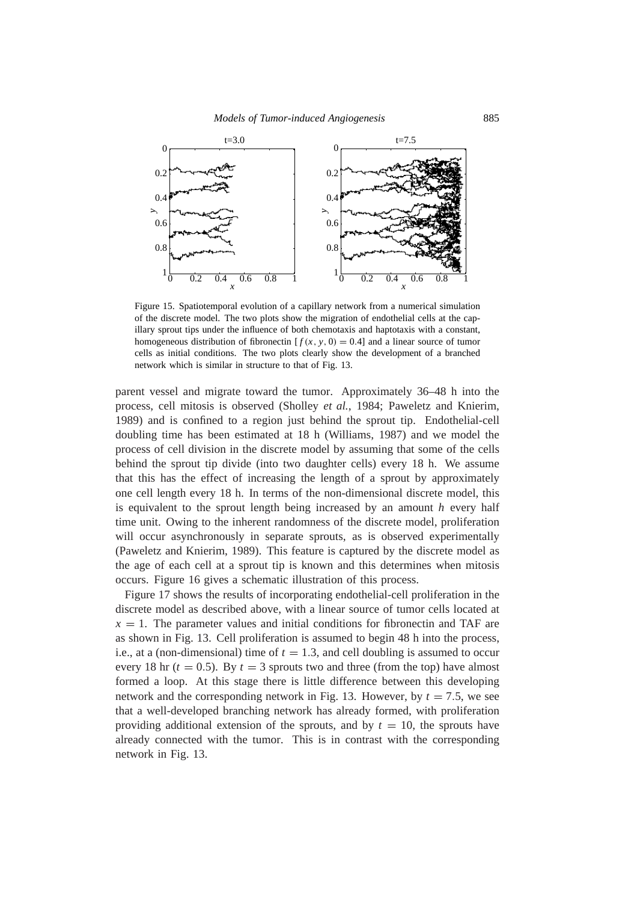Figure 15. Spatiotemporal evolution of a capillary network from a numerical simulation of the discrete model. The two plots show the migration of endothelial cells at the capillary sprout tips under the influence of both chemotaxis and haptotaxis with a constant, homogeneous distribution of fibronectin [$f(x, y, 0) = 0.4$] and a linear source of tumor cells as initial conditions. The two plots clearly show the development of a branched network which is similar in structure to that of Fig. 13.

parent vessel and migrate toward the tumor. Approximately 36–48 h into the process, cell mitosis is observed (Sholley *et al.*, 1984; Paweletz and Knierim, 1989) and is confined to a region just behind the sprout tip. Endothelial-cell doubling time has been estimated at 18 h (Williams, 1987) and we model the process of cell division in the discrete model by assuming that some of the cells behind the sprout tip divide (into two daughter cells) every 18 h. We assume that this has the effect of increasing the length of a sprout by approximately one cell length every 18 h. In terms of the non-dimensional discrete model, this is equivalent to the sprout length being increased by an amount $h$ every half time unit. Owing to the inherent randomness of the discrete model, proliferation will occur asynchronously in separate sprouts, as is observed experimentally (Paweletz and Knierim, 1989). This feature is captured by the discrete model as the age of each cell at a sprout tip is known and this determines when mitosis occurs. Figure 16 gives a schematic illustration of this process.

Figure 17 shows the results of incorporating endothelial-cell proliferation in the discrete model as described above, with a linear source of tumor cells located at $x = 1$. The parameter values and initial conditions for fibronectin and TAF are as shown in Fig. 13. Cell proliferation is assumed to begin 48 h into the process, i.e., at a (non-dimensional) time of $t = 1.3$, and cell doubling is assumed to occur every 18 hr ($t = 0.5$). By $t = 3$ sprouts two and three (from the top) have almost formed a loop. At this stage there is little difference between this developing network and the corresponding network in Fig. 13. However, by $t = 7.5$, we see that a well-developed branching network has already formed, with proliferation providing additional extension of the sprouts, and by $t = 10$, the sprouts have already connected with the tumor. This is in contrast with the corresponding network in Fig. 13.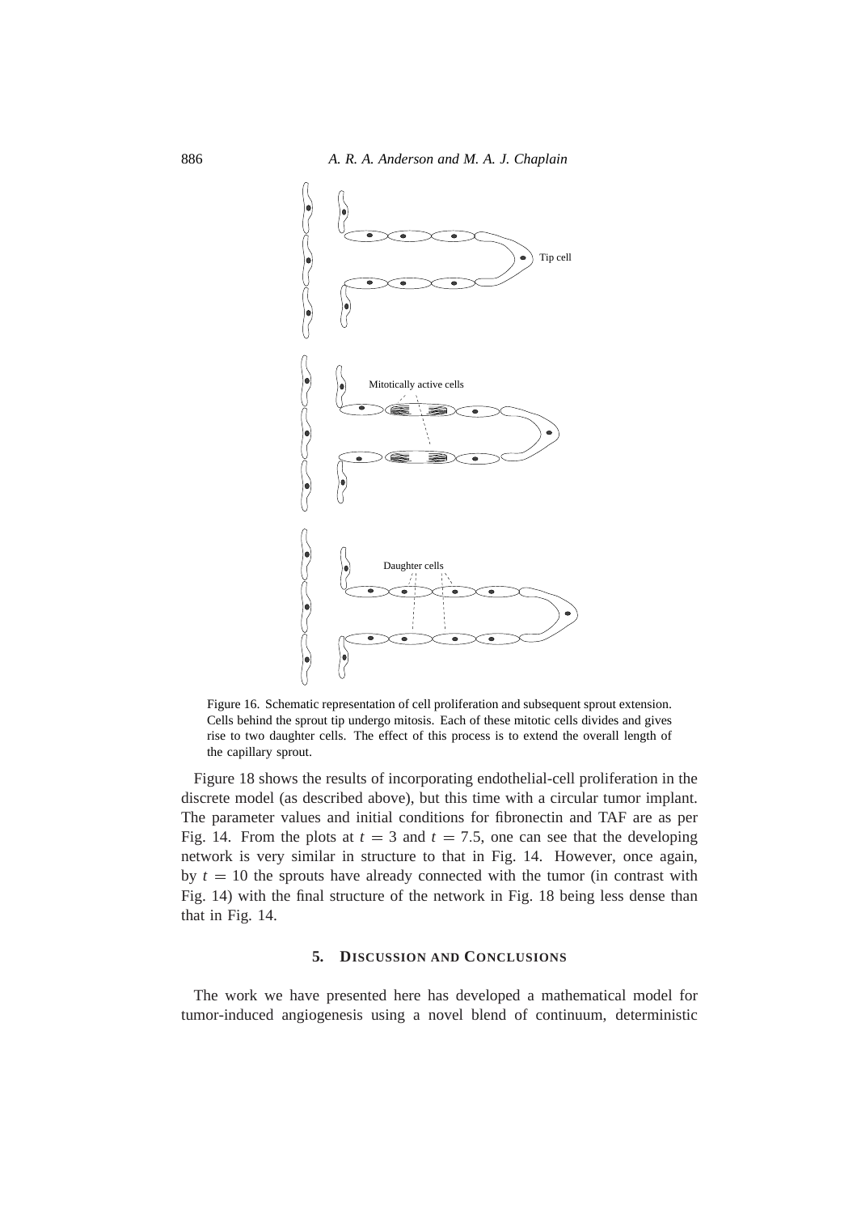Figure 16. Schematic representation of cell proliferation and subsequent sprout extension. Cells behind the sprout tip undergo mitosis. Each of these mitotic cells divides and gives rise to two daughter cells. The effect of this process is to extend the overall length of the capillary sprout.

Figure 18 shows the results of incorporating endothelial-cell proliferation in the discrete model (as described above), but this time with a circular tumor implant. The parameter values and initial conditions for fibronectin and TAF are as per Fig. 14. From the plots at $t = 3$ and $t = 7.5$, one can see that the developing network is very similar in structure to that in Fig. 14. However, once again, by $t = 10$ the sprouts have already connected with the tumor (in contrast with Fig. 14) with the final structure of the network in Fig. 18 being less dense than that in Fig. 14.

## 5. Discussion and Conclusions

The work we have presented here has developed a mathematical model for tumor-induced angiogenesis using a novel blend of continuum, deterministic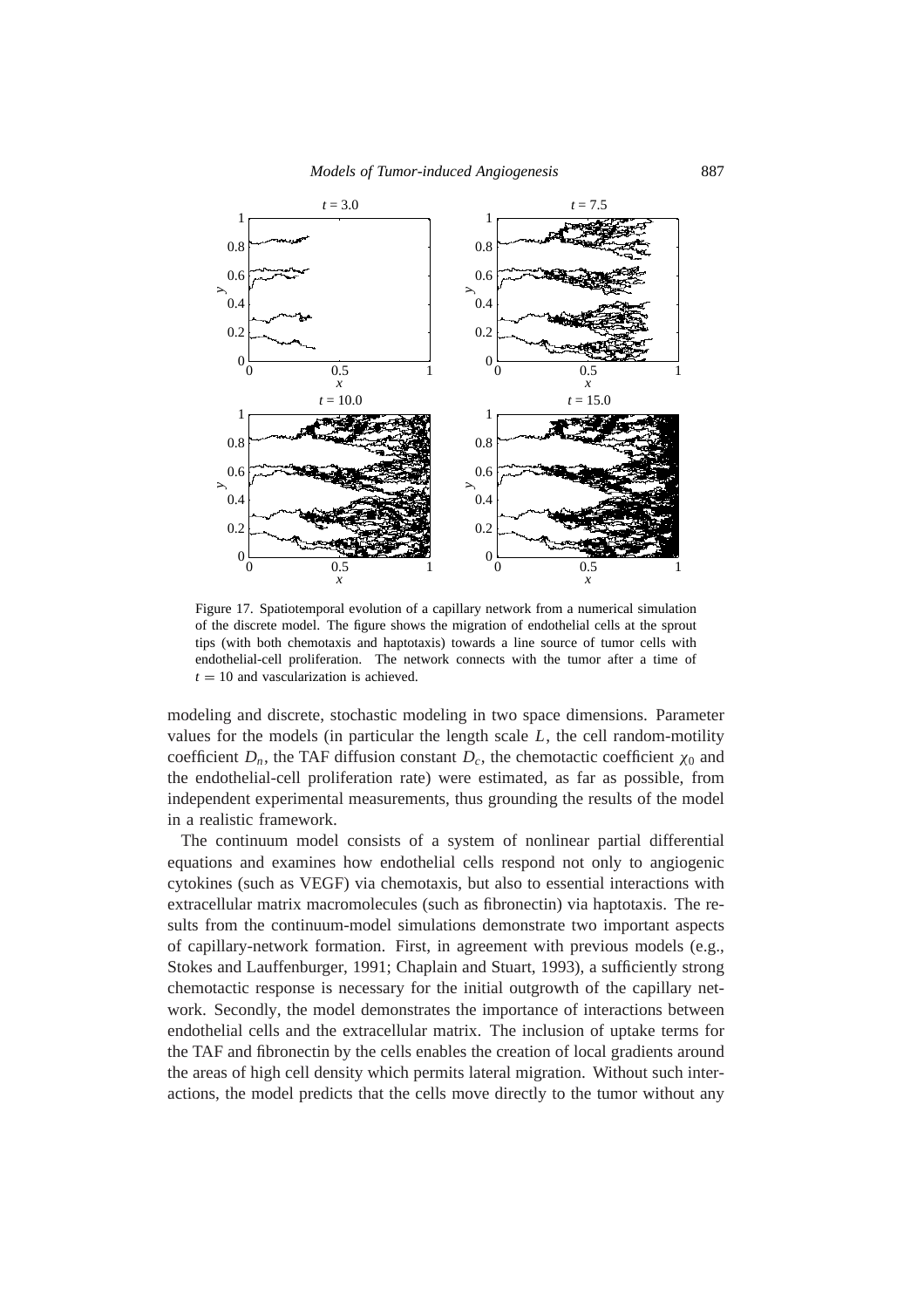Figure 17. Spatiotemporal evolution of a capillary network from a numerical simulation of the discrete model. The figure shows the migration of endothelial cells at the sprout tips (with both chemotaxis and haptotaxis) towards a line source of tumor cells with endothelial-cell proliferation. The network connects with the tumor after a time of $t = 10$ and vascularization is achieved.

modeling and discrete, stochastic modeling in two space dimensions. Parameter values for the models (in particular the length scale $L$, the cell random-motility coefficient $D_n$, the TAF diffusion constant $D_c$, the chemotactic coefficient $\chi_0$ and the endothelial-cell proliferation rate) were estimated, as far as possible, from independent experimental measurements, thus grounding the results of the model in a realistic framework.

The continuum model consists of a system of nonlinear partial differential equations and examines how endothelial cells respond not only to angiogenic cytokines (such as VEGF) via chemotaxis, but also to essential interactions with extracellular matrix macromolecules (such as fibronectin) via haptotaxis. The results from the continuum-model simulations demonstrate two important aspects of capillary-network formation. First, in agreement with previous models (e.g., Stokes and Lauffenburger, 1991; Chaplain and Stuart, 1993), a sufficiently strong chemotactic response is necessary for the initial outgrowth of the capillary network. Secondly, the model demonstrates the importance of interactions between endothelial cells and the extracellular matrix. The inclusion of uptake terms for the TAF and fibronectin by the cells enables the creation of local gradients around the areas of high cell density which permits lateral migration. Without such interactions, the model predicts that the cells move directly to the tumor without any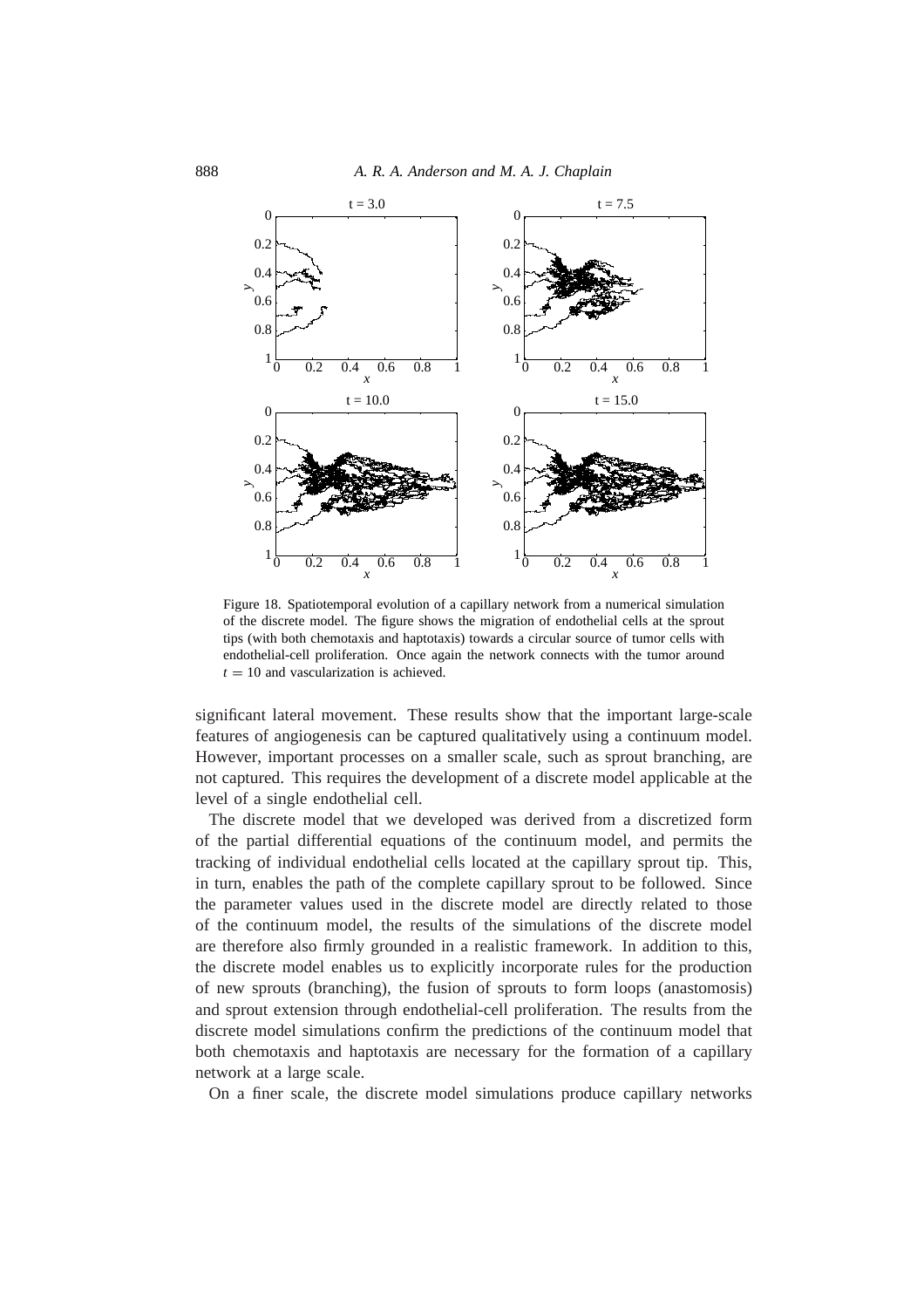t = 3.0

t = 7.5

t = 10.0

t = 15.0

Figure 18. Spatiotemporal evolution of a capillary network from a numerical simulation of the discrete model. The figure shows the migration of endothelial cells at the sprout tips (with both chemotaxis and haptotaxis) towards a circular source of tumor cells with endothelial-cell proliferation. Once again the network connects with the tumor around $t = 10$ and vascularization is achieved.

significant lateral movement. These results show that the important large-scale features of angiogenesis can be captured qualitatively using a continuum model. However, important processes on a smaller scale, such as sprout branching, are not captured. This requires the development of a discrete model applicable at the level of a single endothelial cell.

The discrete model that we developed was derived from a discretized form of the partial differential equations of the continuum model, and permits the tracking of individual endothelial cells located at the capillary sprout tip. This, in turn, enables the path of the complete capillary sprout to be followed. Since the parameter values used in the discrete model are directly related to those of the continuum model, the results of the simulations of the discrete model are therefore also firmly grounded in a realistic framework. In addition to this, the discrete model enables us to explicitly incorporate rules for the production of new sprouts (branching), the fusion of sprouts to form loops (anastomosis) and sprout extension through endothelial-cell proliferation. The results from the discrete model simulations confirm the predictions of the continuum model that both chemotaxis and haptotaxis are necessary for the formation of a capillary network at a large scale.

On a finer scale, the discrete model simulations produce capillary networks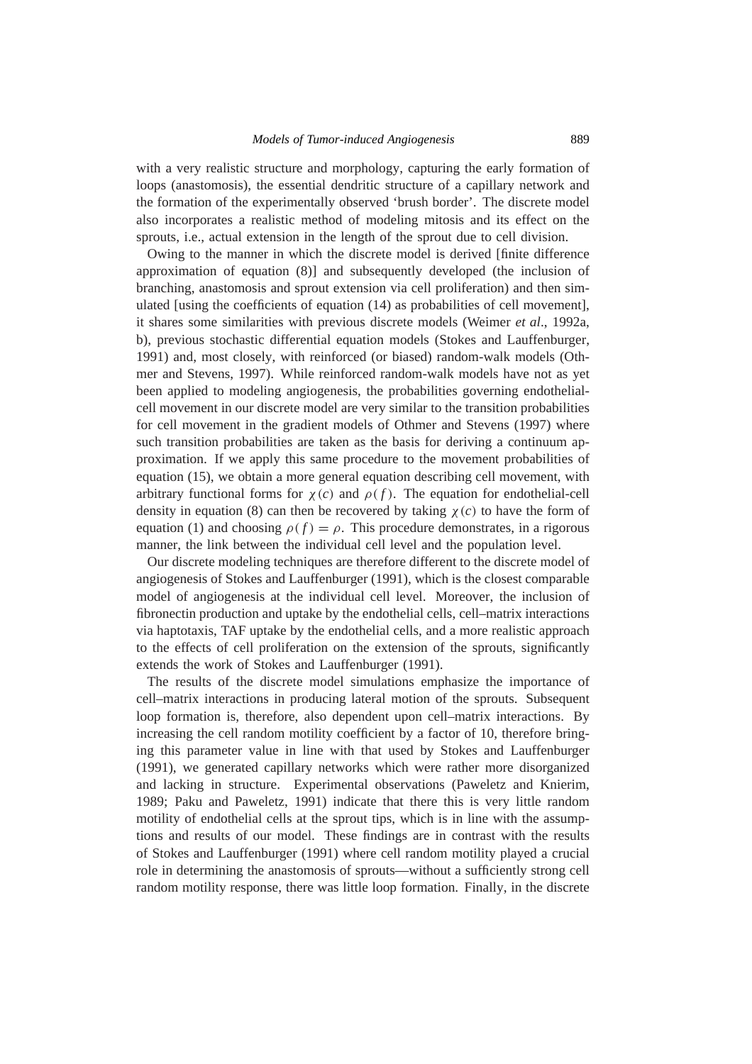with a very realistic structure and morphology, capturing the early formation of loops (anastomosis), the essential dendritic structure of a capillary network and the formation of the experimentally observed 'brush border'. The discrete model also incorporates a realistic method of modeling mitosis and its effect on the sprouts, i.e., actual extension in the length of the sprout due to cell division.

Owing to the manner in which the discrete model is derived [finite difference approximation of equation (8)] and subsequently developed (the inclusion of branching, anastomosis and sprout extension via cell proliferation) and then simulated [using the coefficients of equation (14) as probabilities of cell movement], it shares some similarities with previous discrete models (Weimer *et al*., 1992a, b), previous stochastic differential equation models (Stokes and Lauffenburger, 1991) and, most closely, with reinforced (or biased) random-walk models (Othmer and Stevens, 1997). While reinforced random-walk models have not as yet been applied to modeling angiogenesis, the probabilities governing endothelial-cell movement in our discrete model are very similar to the transition probabilities for cell movement in the gradient models of Othmer and Stevens (1997) where such transition probabilities are taken as the basis for deriving a continuum approximation. If we apply this same procedure to the movement probabilities of equation (15), we obtain a more general equation describing cell movement, with arbitrary functional forms for $\chi(c)$ and $\rho(f)$. The equation for endothelial-cell density in equation (8) can then be recovered by taking $\chi(c)$ to have the form of equation (1) and choosing $\rho(f) = \rho$. This procedure demonstrates, in a rigorous manner, the link between the individual cell level and the population level.

Our discrete modeling techniques are therefore different to the discrete model of angiogenesis of Stokes and Lauffenburger (1991), which is the closest comparable model of angiogenesis at the individual cell level. Moreover, the inclusion of fibronectin production and uptake by the endothelial cells, cell–matrix interactions via haptotaxis, TAF uptake by the endothelial cells, and a more realistic approach to the effects of cell proliferation on the extension of the sprouts, significantly extends the work of Stokes and Lauffenburger (1991).

The results of the discrete model simulations emphasize the importance of cell–matrix interactions in producing lateral motion of the sprouts. Subsequent loop formation is, therefore, also dependent upon cell–matrix interactions. By increasing the cell random motility coefficient by a factor of 10, therefore bringing this parameter value in line with that used by Stokes and Lauffenburger (1991), we generated capillary networks which were rather more disorganized and lacking in structure. Experimental observations (Paweletz and Knierim, 1989; Paku and Paweletz, 1991) indicate that there this is very little random motility of endothelial cells at the sprout tips, which is in line with the assumptions and results of our model. These findings are in contrast with the results of Stokes and Lauffenburger (1991) where cell random motility played a crucial role in determining the anastomosis of sprouts—without a sufficiently strong cell random motility response, there was little loop formation. Finally, in the discrete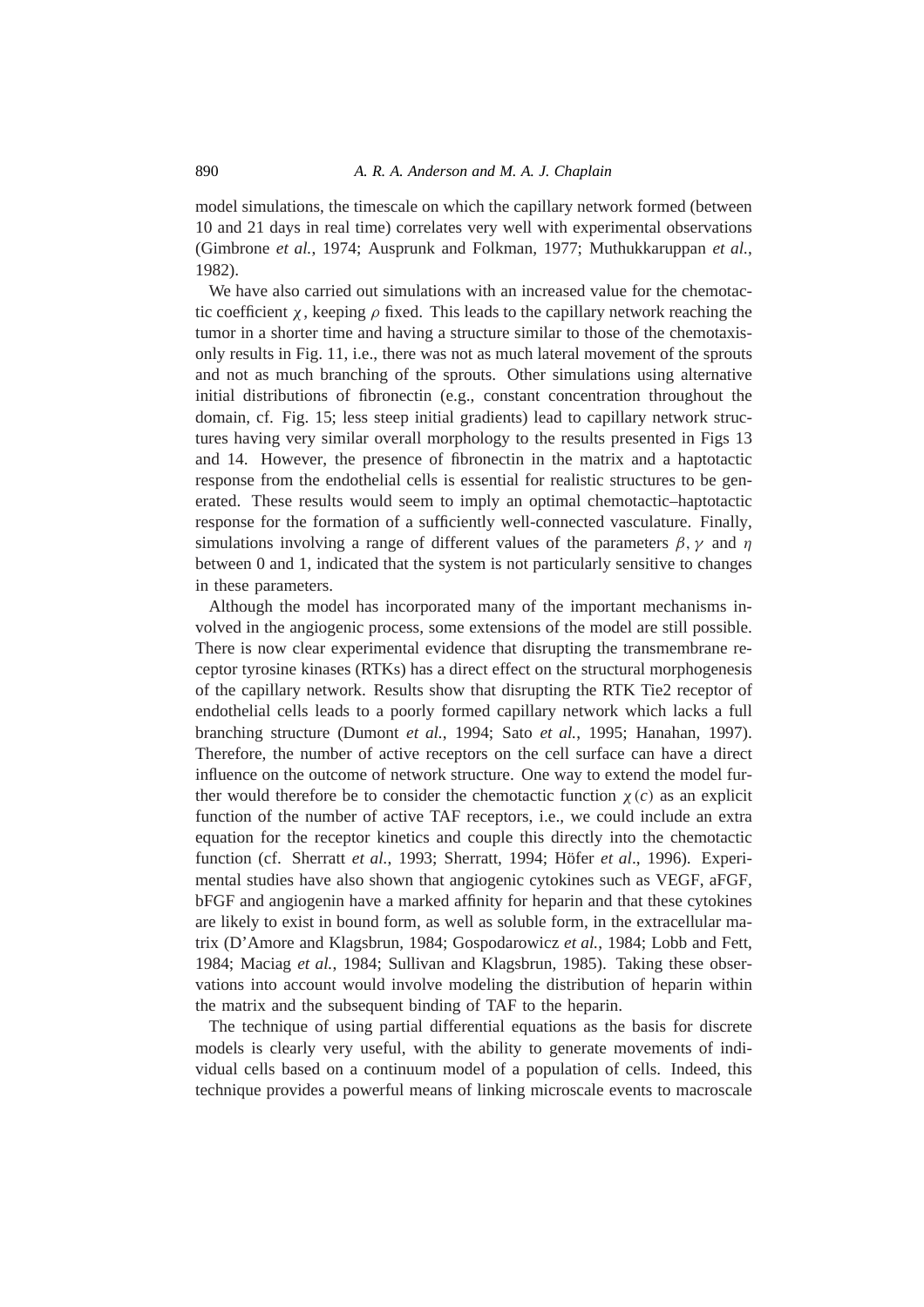model simulations, the timescale on which the capillary network formed (between 10 and 21 days in real time) correlates very well with experimental observations (Gimbrone *et al.*, 1974; Ausprunk and Folkman, 1977; Muthukkaruppan *et al.*, 1982).

We have also carried out simulations with an increased value for the chemotactic coefficient $\chi$, keeping $\rho$ fixed. This leads to the capillary network reaching the tumor in a shorter time and having a structure similar to those of the chemotaxis-only results in Fig. 11, i.e., there was not as much lateral movement of the sprouts and not as much branching of the sprouts. Other simulations using alternative initial distributions of fibronectin (e.g., constant concentration throughout the domain, cf. Fig. 15; less steep initial gradients) lead to capillary network structures having very similar overall morphology to the results presented in Figs 13 and 14. However, the presence of fibronectin in the matrix and a haptotactic response from the endothelial cells is essential for realistic structures to be generated. These results would seem to imply an optimal chemotactic–haptotactic response for the formation of a sufficiently well-connected vasculature. Finally, simulations involving a range of different values of the parameters $\beta, \gamma$ and $\eta$ between 0 and 1, indicated that the system is not particularly sensitive to changes in these parameters.

Although the model has incorporated many of the important mechanisms involved in the angiogenic process, some extensions of the model are still possible. There is now clear experimental evidence that disrupting the transmembrane receptor tyrosine kinases (RTKs) has a direct effect on the structural morphogenesis of the capillary network. Results show that disrupting the RTK Tie2 receptor of endothelial cells leads to a poorly formed capillary network which lacks a full branching structure (Dumont *et al.*, 1994; Sato *et al.*, 1995; Hanahan, 1997). Therefore, the number of active receptors on the cell surface can have a direct influence on the outcome of network structure. One way to extend the model further would therefore be to consider the chemotactic function $\chi(c)$ as an explicit function of the number of active TAF receptors, i.e., we could include an extra equation for the receptor kinetics and couple this directly into the chemotactic function (cf. Sherratt *et al.*, 1993; Sherratt, 1994; Höfer *et al*., 1996). Experimental studies have also shown that angiogenic cytokines such as VEGF, aFGF, bFGF and angiogenin have a marked affinity for heparin and that these cytokines are likely to exist in bound form, as well as soluble form, in the extracellular matrix (D'Amore and Klagsbrun, 1984; Gospodarowicz *et al.*, 1984; Lobb and Fett, 1984; Maciag *et al.*, 1984; Sullivan and Klagsbrun, 1985). Taking these observations into account would involve modeling the distribution of heparin within the matrix and the subsequent binding of TAF to the heparin.

The technique of using partial differential equations as the basis for discrete models is clearly very useful, with the ability to generate movements of individual cells based on a continuum model of a population of cells. Indeed, this technique provides a powerful means of linking microscale events to macroscale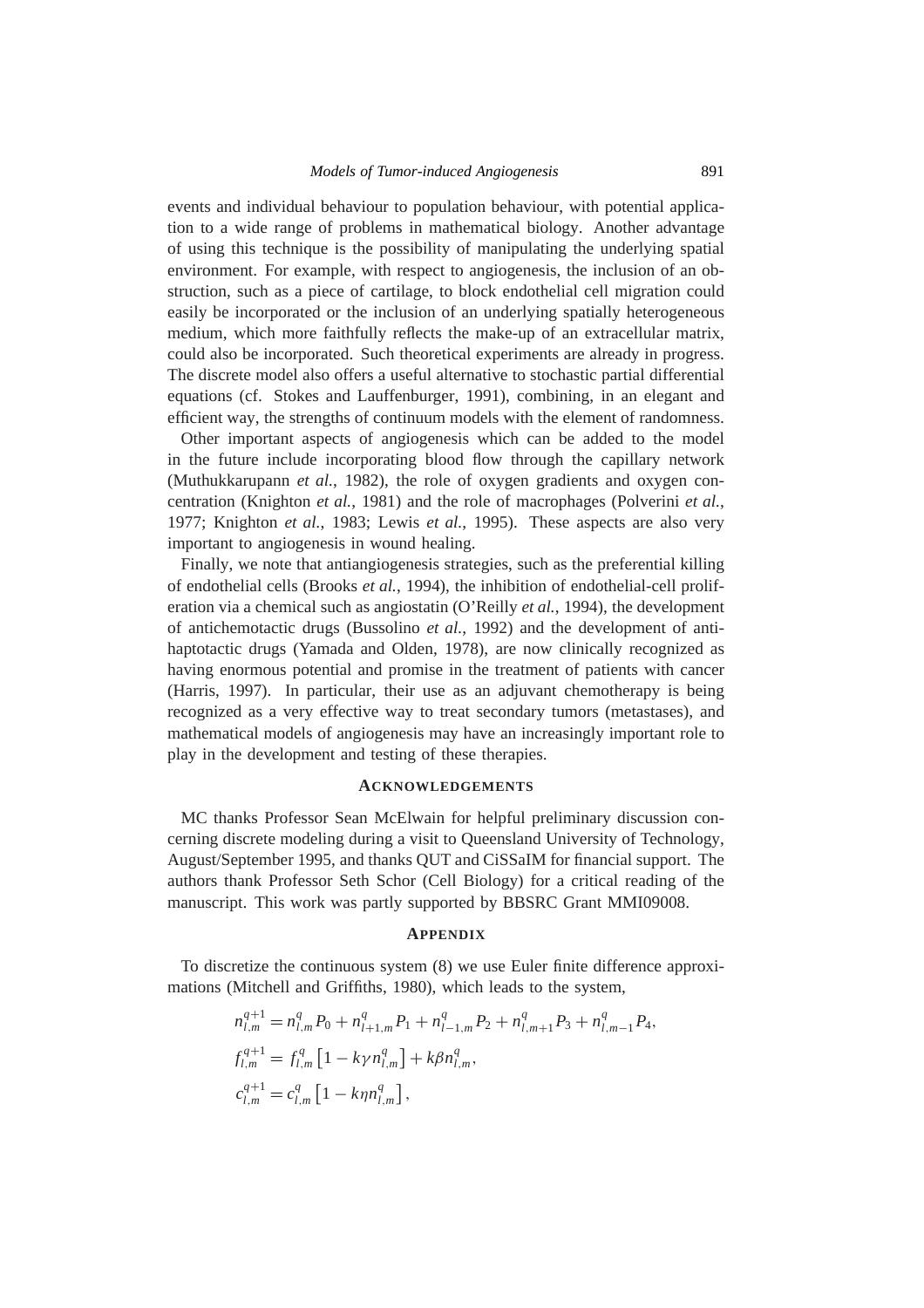events and individual behaviour to population behaviour, with potential application to a wide range of problems in mathematical biology. Another advantage of using this technique is the possibility of manipulating the underlying spatial environment. For example, with respect to angiogenesis, the inclusion of an obstruction, such as a piece of cartilage, to block endothelial cell migration could easily be incorporated or the inclusion of an underlying spatially heterogeneous medium, which more faithfully reflects the make-up of an extracellular matrix, could also be incorporated. Such theoretical experiments are already in progress. The discrete model also offers a useful alternative to stochastic partial differential equations (cf. Stokes and Lauffenburger, 1991), combining, in an elegant and efficient way, the strengths of continuum models with the element of randomness.

Other important aspects of angiogenesis which can be added to the model in the future include incorporating blood flow through the capillary network (Muthukkarupann *et al.*, 1982), the role of oxygen gradients and oxygen concentration (Knighton *et al.*, 1981) and the role of macrophages (Polverini *et al.*, 1977; Knighton *et al.*, 1983; Lewis *et al.*, 1995). These aspects are also very important to angiogenesis in wound healing.

Finally, we note that antiangiogenesis strategies, such as the preferential killing of endothelial cells (Brooks *et al.*, 1994), the inhibition of endothelial-cell proliferation via a chemical such as angiostatin (O'Reilly *et al.*, 1994), the development of antichemotactic drugs (Bussolino *et al.*, 1992) and the development of antihaptotactic drugs (Yamada and Olden, 1978), are now clinically recognized as having enormous potential and promise in the treatment of patients with cancer (Harris, 1997). In particular, their use as an adjuvant chemotherapy is being recognized as a very effective way to treat secondary tumors (metastases), and mathematical models of angiogenesis may have an increasingly important role to play in the development and testing of these therapies.

## ACKNOWLEDGEMENTS

MC thanks Professor Sean McElwain for helpful preliminary discussion concerning discrete modeling during a visit to Queensland University of Technology, August/September 1995, and thanks QUT and CiSSaIM for financial support. The authors thank Professor Seth Schor (Cell Biology) for a critical reading of the manuscript. This work was partly supported by BBSRC Grant MMI09008.

## APPENDIX

To discretize the continuous system (8) we use Euler finite difference approximations (Mitchell and Griffiths, 1980), which leads to the system,

$$
\begin{aligned}
n_{l,m}^{q+1} &= n_{l,m}^{q} P_0 + n_{l+1,m}^{q} P_1 + n_{l-1,m}^{q} P_2 + n_{l,m+1}^{q} P_3 + n_{l,m-1}^{q} P_4,\\
f_{l,m}^{q+1} &= f_{l,m}^{q}\left[1 - k\gamma n_{l,m}^{q}\right] + k\beta n_{l,m}^{q},\\
c_{l,m}^{q+1} &= c_{l,m}^{q}\left[1 - k\eta n_{l,m}^{q}\right],
\end{aligned}
$$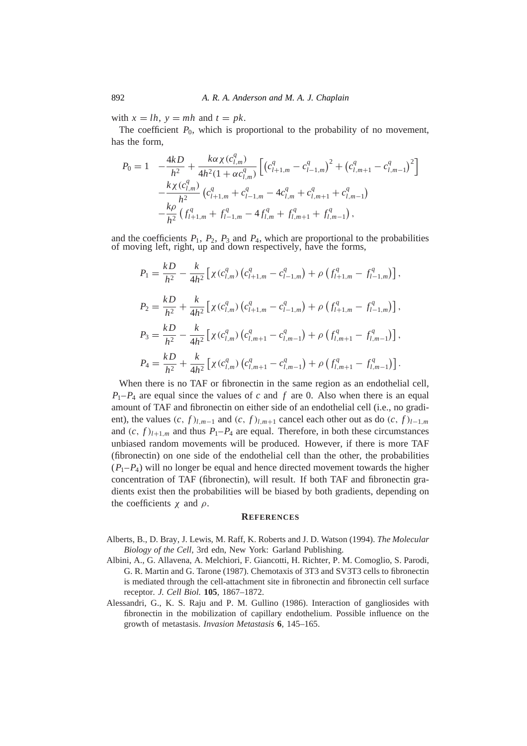with $x = lh$, $y = mh$ and $t = pk$.

The coefficient $P_0$, which is proportional to the probability of no movement, has the form,

$$
\begin{aligned}
P_0 = 1 \quad & - \frac{4kD}{h^2} + \frac{k\alpha\chi(c^q_{l,m})}{4h^2(1+\alpha c^q_{l,m})}\left[\left(c^q_{l+1,m} - c^q_{l-1,m}\right)^2 + \left(c^q_{l,m+1} - c^q_{l,m-1}\right)^2\right] \\
& - \frac{k\chi(c^q_{l,m})}{h^2}\left(c^q_{l+1,m} + c^q_{l-1,m} - 4c^q_{l,m} + c^q_{l,m+1} + c^q_{l,m-1}\right) \\
& - \frac{k\rho}{h^2}\left(f^q_{l+1,m} + f^q_{l-1,m} - 4f^q_{l,m} + f^q_{l,m+1} + f^q_{l,m-1}\right),
\end{aligned}
$$

and the coefficients $P_1$, $P_2$, $P_3$ and $P_4$, which are proportional to the probabilities of moving left, right, up and down respectively, have the forms,

$$
P_1 = \frac{kD}{h^2} - \frac{k}{4h^2}\left[\chi(c^q_{l,m})\left(c^q_{l+1,m} - c^q_{l-1,m}\right) + \rho\left(f^q_{l+1,m} - f^q_{l-1,m}\right)\right],
$$

$$
P_2 = \frac{kD}{h^2} + \frac{k}{4h^2}\left[\chi(c^q_{l,m})\left(c^q_{l+1,m} - c^q_{l-1,m}\right) + \rho\left(f^q_{l+1,m} - f^q_{l-1,m}\right)\right],
$$

$$
P_3 = \frac{kD}{h^2} - \frac{k}{4h^2}\left[\chi(c^q_{l,m})\left(c^q_{l,m+1} - c^q_{l,m-1}\right) + \rho\left(f^q_{l,m+1} - f^q_{l,m-1}\right)\right],
$$

$$
P_4 = \frac{kD}{h^2} + \frac{k}{4h^2}\left[\chi(c^q_{l,m})\left(c^q_{l,m+1} - c^q_{l,m-1}\right) + \rho\left(f^q_{l,m+1} - f^q_{l,m-1}\right)\right].
$$

When there is no TAF or fibronectin in the same region as an endothelial cell, $P_1$–$P_4$ are equal since the values of $c$ and $f$ are 0. Also when there is an equal amount of TAF and fibronectin on either side of an endothelial cell (i.e., no gradient), the values $(c, f)_{l,m-1}$ and $(c, f)_{l,m+1}$ cancel each other out as do $(c, f)_{l-1,m}$ and $(c, f)_{l+1,m}$ and thus $P_1$–$P_4$ are equal. Therefore, in both these circumstances unbiased random movements will be produced. However, if there is more TAF (fibronectin) on one side of the endothelial cell than the other, the probabilities ($P_1$–$P_4$) will no longer be equal and hence directed movement towards the higher concentration of TAF (fibronectin), will result. If both TAF and fibronectin gradients exist then the probabilities will be biased by both gradients, depending on the coefficients $\chi$ and $\rho$.

## References

Alberts, B., D. Bray, J. Lewis, M. Raff, K. Roberts and J. D. Watson (1994). *The Molecular Biology of the Cell*, 3rd edn, New York: Garland Publishing.

Albini, A., G. Allavena, A. Melchiori, F. Giancotti, H. Richter, P. M. Comoglio, S. Parodi, G. R. Martin and G. Tarone (1987). Chemotaxis of 3T3 and SV3T3 cells to fibronectin is mediated through the cell-attachment site in fibronectin and fibronectin cell surface receptor. *J. Cell Biol.* **105**, 1867–1872.

Alessandri, G., K. S. Raju and P. M. Gullino (1986). Interaction of gangliosides with fibronectin in the mobilization of capillary endothelium. Possible influence on the growth of metastasis. *Invasion Metastasis* **6**, 145–165.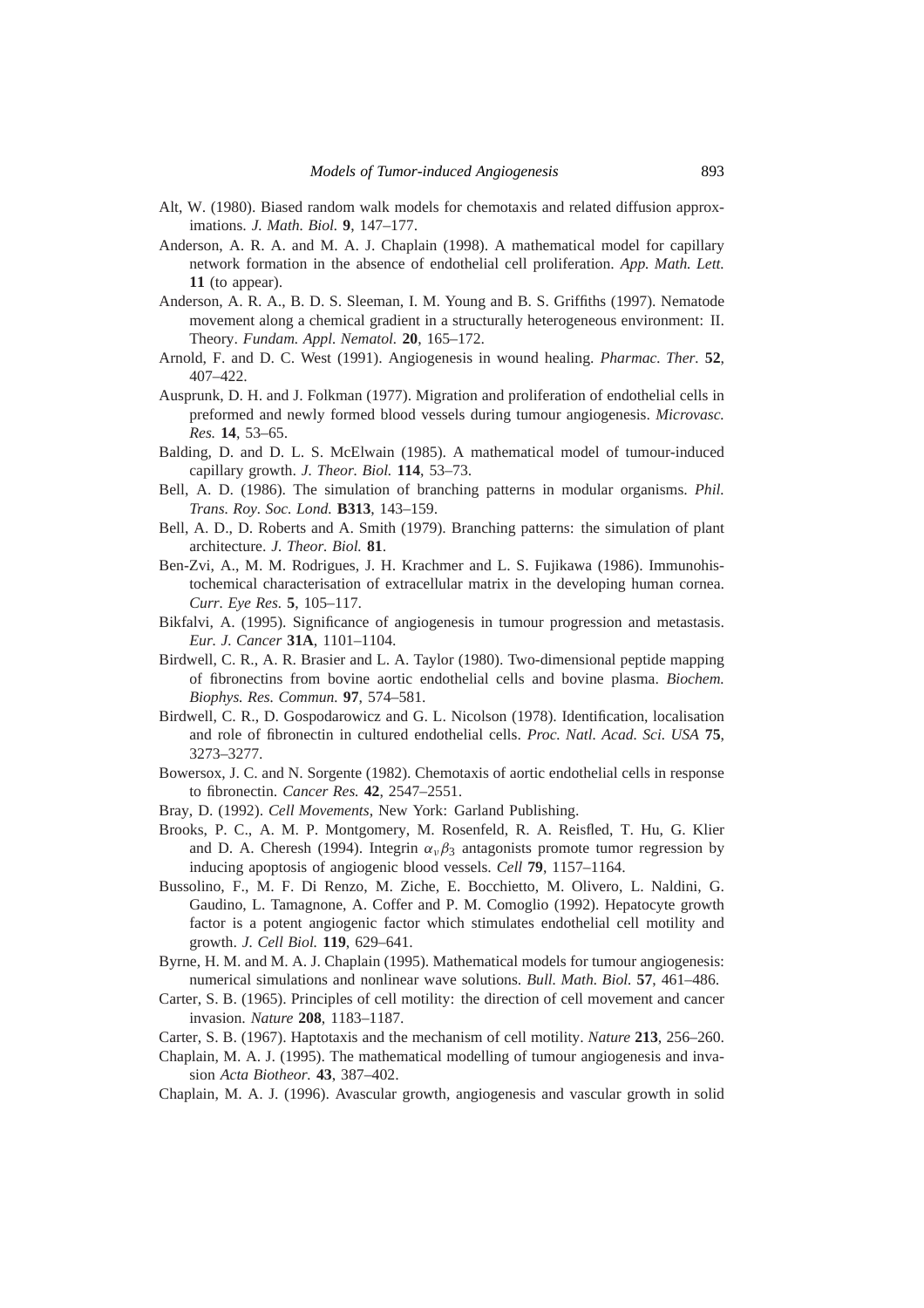Alt, W. (1980). Biased random walk models for chemotaxis and related diffusion approximations. *J. Math. Biol.* **9**, 147–177.

Anderson, A. R. A. and M. A. J. Chaplain (1998). A mathematical model for capillary network formation in the absence of endothelial cell proliferation. *App. Math. Lett.* **11** (to appear).

Anderson, A. R. A., B. D. S. Sleeman, I. M. Young and B. S. Griffiths (1997). Nematode movement along a chemical gradient in a structurally heterogeneous environment: II. Theory. *Fundam. Appl. Nematol.* **20**, 165–172.

Arnold, F. and D. C. West (1991). Angiogenesis in wound healing. *Pharmac. Ther.* **52**, 407–422.

Ausprunk, D. H. and J. Folkman (1977). Migration and proliferation of endothelial cells in preformed and newly formed blood vessels during tumour angiogenesis. *Microvasc. Res.* **14**, 53–65.

Balding, D. and D. L. S. McElwain (1985). A mathematical model of tumour-induced capillary growth. *J. Theor. Biol.* **114**, 53–73.

Bell, A. D. (1986). The simulation of branching patterns in modular organisms. *Phil. Trans. Roy. Soc. Lond.* **B313**, 143–159.

Bell, A. D., D. Roberts and A. Smith (1979). Branching patterns: the simulation of plant architecture. *J. Theor. Biol.* **81**.

Ben-Zvi, A., M. M. Rodrigues, J. H. Krachmer and L. S. Fujikawa (1986). Immunohistochemical characterisation of extracellular matrix in the developing human cornea. *Curr. Eye Res.* **5**, 105–117.

Bikfalvi, A. (1995). Significance of angiogenesis in tumour progression and metastasis. *Eur. J. Cancer* **31A**, 1101–1104.

Birdwell, C. R., A. R. Brasier and L. A. Taylor (1980). Two-dimensional peptide mapping of fibronectins from bovine aortic endothelial cells and bovine plasma. *Biochem. Biophys. Res. Commun.* **97**, 574–581.

Birdwell, C. R., D. Gospodarowicz and G. L. Nicolson (1978). Identification, localisation and role of fibronectin in cultured endothelial cells. *Proc. Natl. Acad. Sci. USA* **75**, 3273–3277.

Bowersox, J. C. and N. Sorgente (1982). Chemotaxis of aortic endothelial cells in response to fibronectin. *Cancer Res.* **42**, 2547–2551.

Bray, D. (1992). *Cell Movements*, New York: Garland Publishing.

Brooks, P. C., A. M. P. Montgomery, M. Rosenfeld, R. A. Reisfled, T. Hu, G. Klier and D. A. Cheresh (1994). Integrin $\alpha_v\beta_3$ antagonists promote tumor regression by inducing apoptosis of angiogenic blood vessels. *Cell* **79**, 1157–1164.

Bussolino, F., M. F. Di Renzo, M. Ziche, E. Bocchietto, M. Olivero, L. Naldini, G. Gaudino, L. Tamagnone, A. Coffer and P. M. Comoglio (1992). Hepatocyte growth factor is a potent angiogenic factor which stimulates endothelial cell motility and growth. *J. Cell Biol.* **119**, 629–641.

Byrne, H. M. and M. A. J. Chaplain (1995). Mathematical models for tumour angiogenesis: numerical simulations and nonlinear wave solutions. *Bull. Math. Biol.* **57**, 461–486.

Carter, S. B. (1965). Principles of cell motility: the direction of cell movement and cancer invasion. *Nature* **208**, 1183–1187.

Carter, S. B. (1967). Haptotaxis and the mechanism of cell motility. *Nature* **213**, 256–260.

Chaplain, M. A. J. (1995). The mathematical modelling of tumour angiogenesis and invasion *Acta Biotheor.* **43**, 387–402.

Chaplain, M. A. J. (1996). Avascular growth, angiogenesis and vascular growth in solid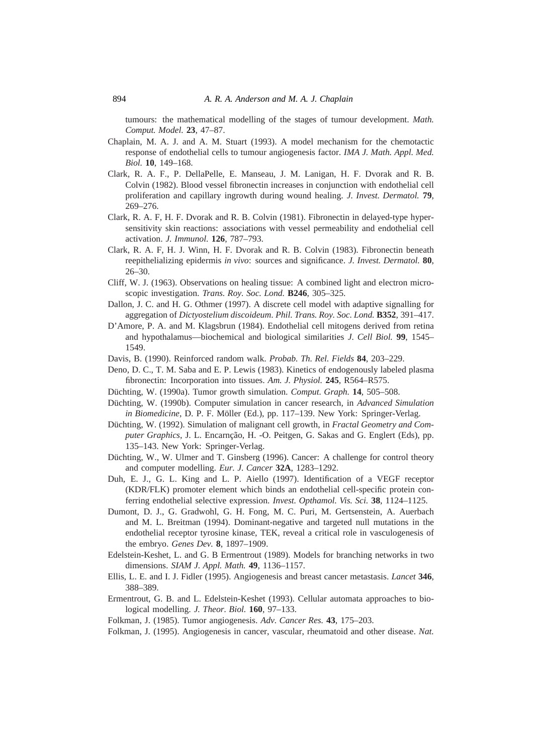tumours: the mathematical modelling of the stages of tumour development. *Math. Comput. Model.* **23**, 47–87.

Chaplain, M. A. J. and A. M. Stuart (1993). A model mechanism for the chemotactic response of endothelial cells to tumour angiogenesis factor. *IMA J. Math. Appl. Med. Biol.* **10**, 149–168.

Clark, R. A. F., P. DellaPelle, E. Manseau, J. M. Lanigan, H. F. Dvorak and R. B. Colvin (1982). Blood vessel fibronectin increases in conjunction with endothelial cell proliferation and capillary ingrowth during wound healing. *J. Invest. Dermatol.* **79**, 269–276.

Clark, R. A. F, H. F. Dvorak and R. B. Colvin (1981). Fibronectin in delayed-type hypersensitivity skin reactions: associations with vessel permeability and endothelial cell activation. *J. Immunol.* **126**, 787–793.

Clark, R. A. F, H. J. Winn, H. F. Dvorak and R. B. Colvin (1983). Fibronectin beneath reepithelializing epidermis *in vivo*: sources and significance. *J. Invest. Dermatol.* **80**, 26–30.

Cliff, W. J. (1963). Observations on healing tissue: A combined light and electron microscopic investigation. *Trans. Roy. Soc. Lond.* **B246**, 305–325.

Dallon, J. C. and H. G. Othmer (1997). A discrete cell model with adaptive signalling for aggregation of *Dictyostelium discoideum*. *Phil. Trans. Roy. Soc. Lond.* **B352**, 391–417.

D'Amore, P. A. and M. Klagsbrun (1984). Endothelial cell mitogens derived from retina and hypothalamus—biochemical and biological similarities *J. Cell Biol.* **99**, 1545–1549.

Davis, B. (1990). Reinforced random walk. *Probab. Th. Rel. Fields* **84**, 203–229.

Deno, D. C., T. M. Saba and E. P. Lewis (1983). Kinetics of endogenously labeled plasma fibronectin: Incorporation into tissues. *Am. J. Physiol.* **245**, R564–R575.

Düchting, W. (1990a). Tumor growth simulation. *Comput. Graph.* **14**, 505–508.

Düchting, W. (1990b). Computer simulation in cancer research, in *Advanced Simulation in Biomedicine*, D. P. F. Möller (Ed.), pp. 117–139. New York: Springer-Verlag.

Düchting, W. (1992). Simulation of malignant cell growth, in *Fractal Geometry and Computer Graphics*, J. L. Encarnção, H. -O. Peitgen, G. Sakas and G. Englert (Eds), pp. 135–143. New York: Springer-Verlag.

Düchting, W., W. Ulmer and T. Ginsberg (1996). Cancer: A challenge for control theory and computer modelling. *Eur. J. Cancer* **32A**, 1283–1292.

Duh, E. J., G. L. King and L. P. Aiello (1997). Identification of a VEGF receptor (KDR/FLK) promoter element which binds an endothelial cell-specific protein conferring endothelial selective expression. *Invest. Opthamol. Vis. Sci.* **38**, 1124–1125.

Dumont, D. J., G. Gradwohl, G. H. Fong, M. C. Puri, M. Gertsenstein, A. Auerbach and M. L. Breitman (1994). Dominant-negative and targeted null mutations in the endothelial receptor tyrosine kinase, TEK, reveal a critical role in vasculogenesis of the embryo. *Genes Dev.* **8**, 1897–1909.

Edelstein-Keshet, L. and G. B Ermentrout (1989). Models for branching networks in two dimensions. *SIAM J. Appl. Math.* **49**, 1136–1157.

Ellis, L. E. and I. J. Fidler (1995). Angiogenesis and breast cancer metastasis. *Lancet* **346**, 388–389.

Ermentrout, G. B. and L. Edelstein-Keshet (1993). Cellular automata approaches to biological modelling. *J. Theor. Biol.* **160**, 97–133.

Folkman, J. (1985). Tumor angiogenesis. *Adv. Cancer Res.* **43**, 175–203.

Folkman, J. (1995). Angiogenesis in cancer, vascular, rheumatoid and other disease. *Nat.*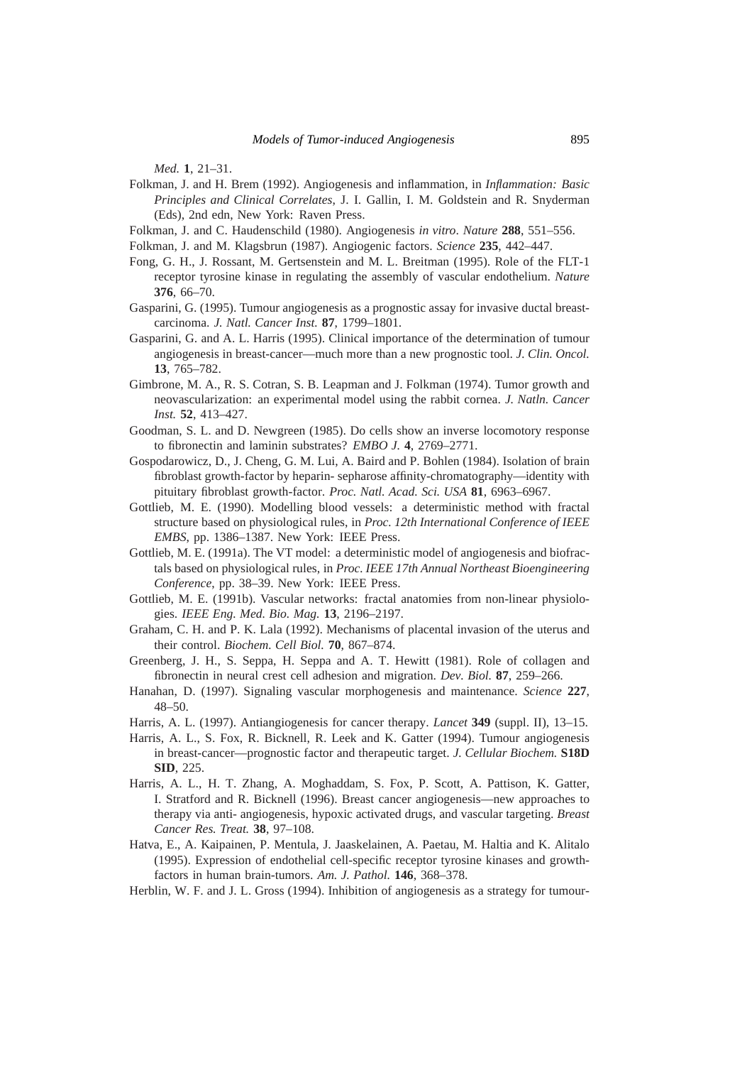*Med.* **1**, 21–31.

Folkman, J. and H. Brem (1992). Angiogenesis and inflammation, in *Inflammation: Basic Principles and Clinical Correlates*, J. I. Gallin, I. M. Goldstein and R. Snyderman (Eds), 2nd edn, New York: Raven Press.

Folkman, J. and C. Haudenschild (1980). Angiogenesis *in vitro*. *Nature* **288**, 551–556.

Folkman, J. and M. Klagsbrun (1987). Angiogenic factors. *Science* **235**, 442–447.

Fong, G. H., J. Rossant, M. Gertsenstein and M. L. Breitman (1995). Role of the FLT-1 receptor tyrosine kinase in regulating the assembly of vascular endothelium. *Nature* **376**, 66–70.

Gasparini, G. (1995). Tumour angiogenesis as a prognostic assay for invasive ductal breast-carcinoma. *J. Natl. Cancer Inst.* **87**, 1799–1801.

Gasparini, G. and A. L. Harris (1995). Clinical importance of the determination of tumour angiogenesis in breast-cancer—much more than a new prognostic tool. *J. Clin. Oncol.* **13**, 765–782.

Gimbrone, M. A., R. S. Cotran, S. B. Leapman and J. Folkman (1974). Tumor growth and neovascularization: an experimental model using the rabbit cornea. *J. Natln. Cancer Inst.* **52**, 413–427.

Goodman, S. L. and D. Newgreen (1985). Do cells show an inverse locomotory response to fibronectin and laminin substrates? *EMBO J.* **4**, 2769–2771.

Gospodarowicz, D., J. Cheng, G. M. Lui, A. Baird and P. Bohlen (1984). Isolation of brain fibroblast growth-factor by heparin- sepharose affinity-chromatography—identity with pituitary fibroblast growth-factor. *Proc. Natl. Acad. Sci. USA* **81**, 6963–6967.

Gottlieb, M. E. (1990). Modelling blood vessels: a deterministic method with fractal structure based on physiological rules, in *Proc. 12th International Conference of IEEE EMBS*, pp. 1386–1387. New York: IEEE Press.

Gottlieb, M. E. (1991a). The VT model: a deterministic model of angiogenesis and biofractals based on physiological rules, in *Proc. IEEE 17th Annual Northeast Bioengineering Conference*, pp. 38–39. New York: IEEE Press.

Gottlieb, M. E. (1991b). Vascular networks: fractal anatomies from non-linear physiologies. *IEEE Eng. Med. Bio. Mag.* **13**, 2196–2197.

Graham, C. H. and P. K. Lala (1992). Mechanisms of placental invasion of the uterus and their control. *Biochem. Cell Biol.* **70**, 867–874.

Greenberg, J. H., S. Seppa, H. Seppa and A. T. Hewitt (1981). Role of collagen and fibronectin in neural crest cell adhesion and migration. *Dev. Biol.* **87**, 259–266.

Hanahan, D. (1997). Signaling vascular morphogenesis and maintenance. *Science* **227**, 48–50.

Harris, A. L. (1997). Antiangiogenesis for cancer therapy. *Lancet* **349** (suppl. II), 13–15.

Harris, A. L., S. Fox, R. Bicknell, R. Leek and K. Gatter (1994). Tumour angiogenesis in breast-cancer—prognostic factor and therapeutic target. *J. Cellular Biochem.* **S18D SID**, 225.

Harris, A. L., H. T. Zhang, A. Moghaddam, S. Fox, P. Scott, A. Pattison, K. Gatter, I. Stratford and R. Bicknell (1996). Breast cancer angiogenesis—new approaches to therapy via anti- angiogenesis, hypoxic activated drugs, and vascular targeting. *Breast Cancer Res. Treat.* **38**, 97–108.

Hatva, E., A. Kaipainen, P. Mentula, J. Jaaskelainen, A. Paetau, M. Haltia and K. Alitalo (1995). Expression of endothelial cell-specific receptor tyrosine kinases and growth-factors in human brain-tumors. *Am. J. Pathol.* **146**, 368–378.

Herblin, W. F. and J. L. Gross (1994). Inhibition of angiogenesis as a strategy for tumour-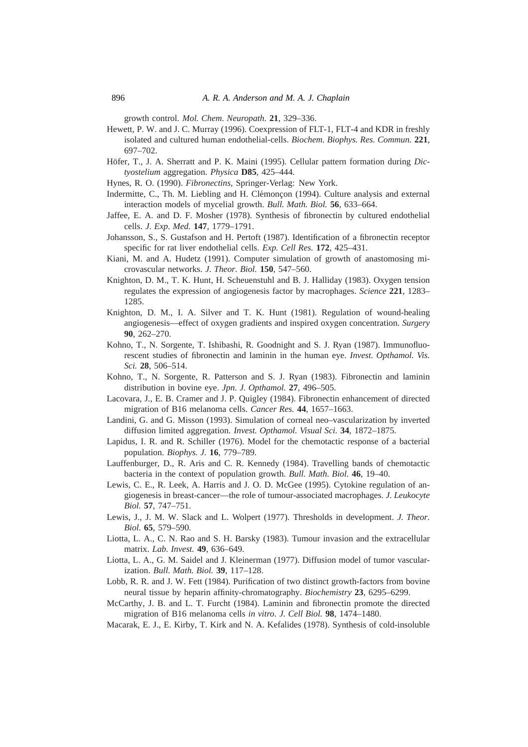growth control. *Mol. Chem. Neuropath.* **21**, 329–336.

Hewett, P. W. and J. C. Murray (1996). Coexpression of FLT-1, FLT-4 and KDR in freshly isolated and cultured human endothelial-cells. *Biochem. Biophys. Res. Commun.* **221**, 697–702.

Höfer, T., J. A. Sherratt and P. K. Maini (1995). Cellular pattern formation during *Dictyostelium* aggregation. *Physica* **D85**, 425–444.

Hynes, R. O. (1990). *Fibronectins*, Springer-Verlag: New York.

Indermitte, C., Th. M. Liebling and H. Clémonçon (1994). Culture analysis and external interaction models of mycelial growth. *Bull. Math. Biol.* **56**, 633–664.

Jaffee, E. A. and D. F. Mosher (1978). Synthesis of fibronectin by cultured endothelial cells. *J. Exp. Med.* **147**, 1779–1791.

Johansson, S., S. Gustafson and H. Pertoft (1987). Identification of a fibronectin receptor specific for rat liver endothelial cells. *Exp. Cell Res.* **172**, 425–431.

Kiani, M. and A. Hudetz (1991). Computer simulation of growth of anastomosing microvascular networks. *J. Theor. Biol.* **150**, 547–560.

Knighton, D. M., T. K. Hunt, H. Scheuenstuhl and B. J. Halliday (1983). Oxygen tension regulates the expression of angiogenesis factor by macrophages. *Science* **221**, 1283–1285.

Knighton, D. M., I. A. Silver and T. K. Hunt (1981). Regulation of wound-healing angiogenesis—effect of oxygen gradients and inspired oxygen concentration. *Surgery* **90**, 262–270.

Kohno, T., N. Sorgente, T. Ishibashi, R. Goodnight and S. J. Ryan (1987). Immunofluorescent studies of fibronectin and laminin in the human eye. *Invest. Opthamol. Vis. Sci.* **28**, 506–514.

Kohno, T., N. Sorgente, R. Patterson and S. J. Ryan (1983). Fibronectin and laminin distribution in bovine eye. *Jpn. J. Opthamol.* **27**, 496–505.

Lacovara, J., E. B. Cramer and J. P. Quigley (1984). Fibronectin enhancement of directed migration of B16 melanoma cells. *Cancer Res.* **44**, 1657–1663.

Landini, G. and G. Misson (1993). Simulation of corneal neo–vascularization by inverted diffusion limited aggregation. *Invest. Opthamol. Visual Sci.* **34**, 1872–1875.

Lapidus, I. R. and R. Schiller (1976). Model for the chemotactic response of a bacterial population. *Biophys. J.* **16**, 779–789.

Lauffenburger, D., R. Aris and C. R. Kennedy (1984). Travelling bands of chemotactic bacteria in the context of population growth. *Bull. Math. Biol.* **46**, 19–40.

Lewis, C. E., R. Leek, A. Harris and J. O. D. McGee (1995). Cytokine regulation of angiogenesis in breast-cancer—the role of tumour-associated macrophages. *J. Leukocyte Biol.* **57**, 747–751.

Lewis, J., J. M. W. Slack and L. Wolpert (1977). Thresholds in development. *J. Theor. Biol.* **65**, 579–590.

Liotta, L. A., C. N. Rao and S. H. Barsky (1983). Tumour invasion and the extracellular matrix. *Lab. Invest.* **49**, 636–649.

Liotta, L. A., G. M. Saidel and J. Kleinerman (1977). Diffusion model of tumor vascularization. *Bull. Math. Biol.* **39**, 117–128.

Lobb, R. R. and J. W. Fett (1984). Purification of two distinct growth-factors from bovine neural tissue by heparin affinity-chromatography. *Biochemistry* **23**, 6295–6299.

McCarthy, J. B. and L. T. Furcht (1984). Laminin and fibronectin promote the directed migration of B16 melanoma cells *in vitro*. *J. Cell Biol.* **98**, 1474–1480.

Macarak, E. J., E. Kirby, T. Kirk and N. A. Kefalides (1978). Synthesis of cold-insoluble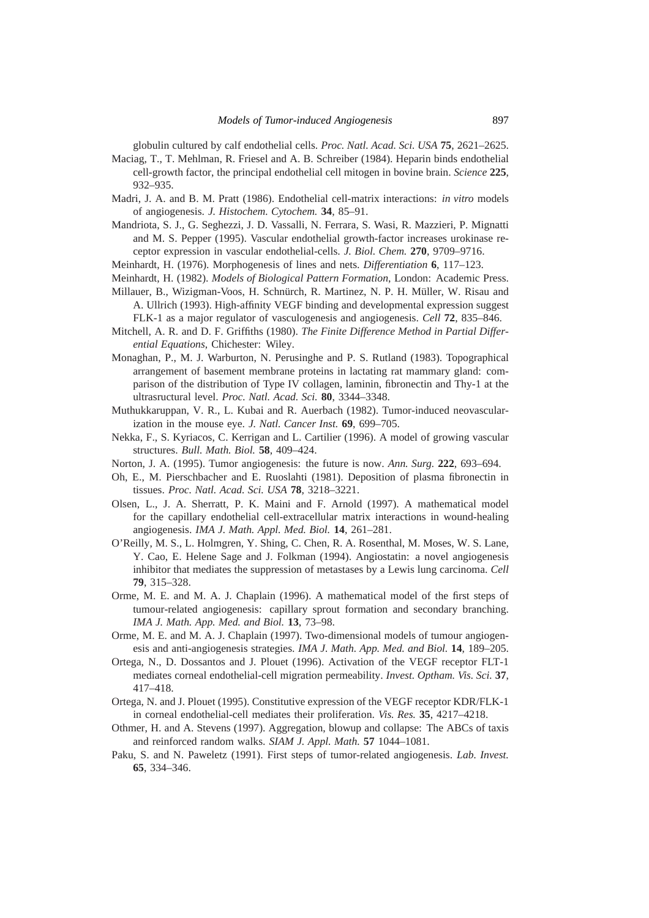globulin cultured by calf endothelial cells. *Proc. Natl. Acad. Sci. USA* **75**, 2621–2625.

Maciag, T., T. Mehlman, R. Friesel and A. B. Schreiber (1984). Heparin binds endothelial cell-growth factor, the principal endothelial cell mitogen in bovine brain. *Science* **225**, 932–935.

Madri, J. A. and B. M. Pratt (1986). Endothelial cell-matrix interactions: *in vitro* models of angiogenesis. *J. Histochem. Cytochem.* **34**, 85–91.

Mandriota, S. J., G. Seghezzi, J. D. Vassalli, N. Ferrara, S. Wasi, R. Mazzieri, P. Mignatti and M. S. Pepper (1995). Vascular endothelial growth-factor increases urokinase receptor expression in vascular endothelial-cells. *J. Biol. Chem.* **270**, 9709–9716.

Meinhardt, H. (1976). Morphogenesis of lines and nets. *Differentiation* **6**, 117–123.

Meinhardt, H. (1982). *Models of Biological Pattern Formation*, London: Academic Press.

Millauer, B., Wizigman-Voos, H. Schnürch, R. Martinez, N. P. H. Müller, W. Risau and A. Ullrich (1993). High-affinity VEGF binding and developmental expression suggest FLK-1 as a major regulator of vasculogenesis and angiogenesis. *Cell* **72**, 835–846.

Mitchell, A. R. and D. F. Griffiths (1980). *The Finite Difference Method in Partial Differential Equations*, Chichester: Wiley.

Monaghan, P., M. J. Warburton, N. Perusinghe and P. S. Rutland (1983). Topographical arrangement of basement membrane proteins in lactating rat mammary gland: comparison of the distribution of Type IV collagen, laminin, fibronectin and Thy-1 at the ultrasructural level. *Proc. Natl. Acad. Sci.* **80**, 3344–3348.

Muthukkaruppan, V. R., L. Kubai and R. Auerbach (1982). Tumor-induced neovascularization in the mouse eye. *J. Natl. Cancer Inst.* **69**, 699–705.

Nekka, F., S. Kyriacos, C. Kerrigan and L. Cartilier (1996). A model of growing vascular structures. *Bull. Math. Biol.* **58**, 409–424.

Norton, J. A. (1995). Tumor angiogenesis: the future is now. *Ann. Surg.* **222**, 693–694.

Oh, E., M. Pierschbacher and E. Ruoslahti (1981). Deposition of plasma fibronectin in tissues. *Proc. Natl. Acad. Sci. USA* **78**, 3218–3221.

Olsen, L., J. A. Sherratt, P. K. Maini and F. Arnold (1997). A mathematical model for the capillary endothelial cell-extracellular matrix interactions in wound-healing angiogenesis. *IMA J. Math. Appl. Med. Biol.* **14**, 261–281.

O'Reilly, M. S., L. Holmgren, Y. Shing, C. Chen, R. A. Rosenthal, M. Moses, W. S. Lane, Y. Cao, E. Helene Sage and J. Folkman (1994). Angiostatin: a novel angiogenesis inhibitor that mediates the suppression of metastases by a Lewis lung carcinoma. *Cell* **79**, 315–328.

Orme, M. E. and M. A. J. Chaplain (1996). A mathematical model of the first steps of tumour-related angiogenesis: capillary sprout formation and secondary branching. *IMA J. Math. App. Med. and Biol.* **13**, 73–98.

Orme, M. E. and M. A. J. Chaplain (1997). Two-dimensional models of tumour angiogenesis and anti-angiogenesis strategies. *IMA J. Math. App. Med. and Biol.* **14**, 189–205.

Ortega, N., D. Dossantos and J. Plouet (1996). Activation of the VEGF receptor FLT-1 mediates corneal endothelial-cell migration permeability. *Invest. Optham. Vis. Sci.* **37**, 417–418.

Ortega, N. and J. Plouet (1995). Constitutive expression of the VEGF receptor KDR/FLK-1 in corneal endothelial-cell mediates their proliferation. *Vis. Res.* **35**, 4217–4218.

Othmer, H. and A. Stevens (1997). Aggregation, blowup and collapse: The ABCs of taxis and reinforced random walks. *SIAM J. Appl. Math.* **57** 1044–1081.

Paku, S. and N. Paweletz (1991). First steps of tumor-related angiogenesis. *Lab. Invest.* **65**, 334–346.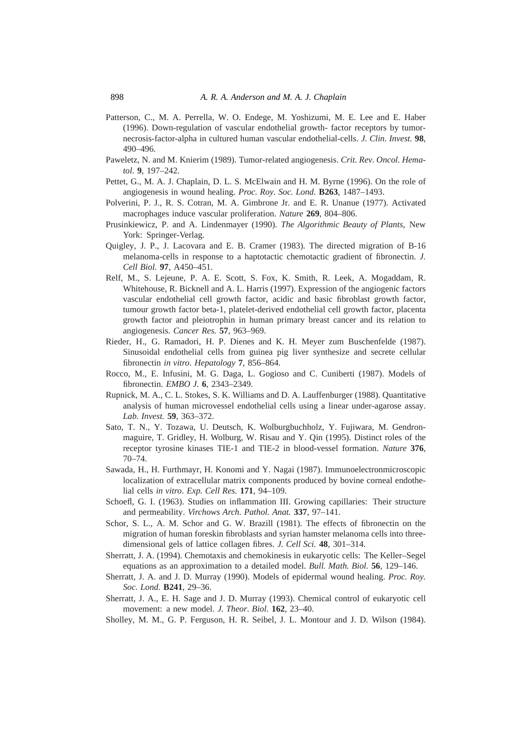Patterson, C., M. A. Perrella, W. O. Endege, M. Yoshizumi, M. E. Lee and E. Haber (1996). Down-regulation of vascular endothelial growth- factor receptors by tumor-necrosis-factor-alpha in cultured human vascular endothelial-cells. *J. Clin. Invest.* **98**, 490–496.

Paweletz, N. and M. Knierim (1989). Tumor-related angiogenesis. *Crit. Rev. Oncol. Hematol.* **9**, 197–242.

Pettet, G., M. A. J. Chaplain, D. L. S. McElwain and H. M. Byrne (1996). On the role of angiogenesis in wound healing. *Proc. Roy. Soc. Lond.* **B263**, 1487–1493.

Polverini, P. J., R. S. Cotran, M. A. Gimbrone Jr. and E. R. Unanue (1977). Activated macrophages induce vascular proliferation. *Nature* **269**, 804–806.

Prusinkiewicz, P. and A. Lindenmayer (1990). *The Algorithmic Beauty of Plants*, New York: Springer-Verlag.

Quigley, J. P., J. Lacovara and E. B. Cramer (1983). The directed migration of B-16 melanoma-cells in response to a haptotactic chemotactic gradient of fibronectin. *J. Cell Biol.* **97**, A450–451.

Relf, M., S. Lejeune, P. A. E. Scott, S. Fox, K. Smith, R. Leek, A. Mogaddam, R. Whitehouse, R. Bicknell and A. L. Harris (1997). Expression of the angiogenic factors vascular endothelial cell growth factor, acidic and basic fibroblast growth factor, tumour growth factor beta-1, platelet-derived endothelial cell growth factor, placenta growth factor and pleiotrophin in human primary breast cancer and its relation to angiogenesis. *Cancer Res.* **57**, 963–969.

Rieder, H., G. Ramadori, H. P. Dienes and K. H. Meyer zum Buschenfelde (1987). Sinusoidal endothelial cells from guinea pig liver synthesize and secrete cellular fibronectin *in vitro*. *Hepatology* **7**, 856–864.

Rocco, M., E. Infusini, M. G. Daga, L. Gogioso and C. Cuniberti (1987). Models of fibronectin. *EMBO J.* **6**, 2343–2349.

Rupnick, M. A., C. L. Stokes, S. K. Williams and D. A. Lauffenburger (1988). Quantitative analysis of human microvessel endothelial cells using a linear under-agarose assay. *Lab. Invest.* **59**, 363–372.

Sato, T. N., Y. Tozawa, U. Deutsch, K. Wolburgbuchholz, Y. Fujiwara, M. Gendron-maguire, T. Gridley, H. Wolburg, W. Risau and Y. Qin (1995). Distinct roles of the receptor tyrosine kinases TIE-1 and TIE-2 in blood-vessel formation. *Nature* **376**, 70–74.

Sawada, H., H. Furthmayr, H. Konomi and Y. Nagai (1987). Immunoelectronmicroscopic localization of extracellular matrix components produced by bovine corneal endothelial cells *in vitro*. *Exp. Cell Res.* **171**, 94–109.

Schoefl, G. I. (1963). Studies on inflammation III. Growing capillaries: Their structure and permeability. *Virchows Arch. Pathol. Anat.* **337**, 97–141.

Schor, S. L., A. M. Schor and G. W. Brazill (1981). The effects of fibronectin on the migration of human foreskin fibroblasts and syrian hamster melanoma cells into three-dimensional gels of lattice collagen fibres. *J. Cell Sci.* **48**, 301–314.

Sherratt, J. A. (1994). Chemotaxis and chemokinesis in eukaryotic cells: The Keller–Segel equations as an approximation to a detailed model. *Bull. Math. Biol.* **56**, 129–146.

Sherratt, J. A. and J. D. Murray (1990). Models of epidermal wound healing. *Proc. Roy. Soc. Lond.* **B241**, 29–36.

Sherratt, J. A., E. H. Sage and J. D. Murray (1993). Chemical control of eukaryotic cell movement: a new model. *J. Theor. Biol.* **162**, 23–40.

Sholley, M. M., G. P. Ferguson, H. R. Seibel, J. L. Montour and J. D. Wilson (1984).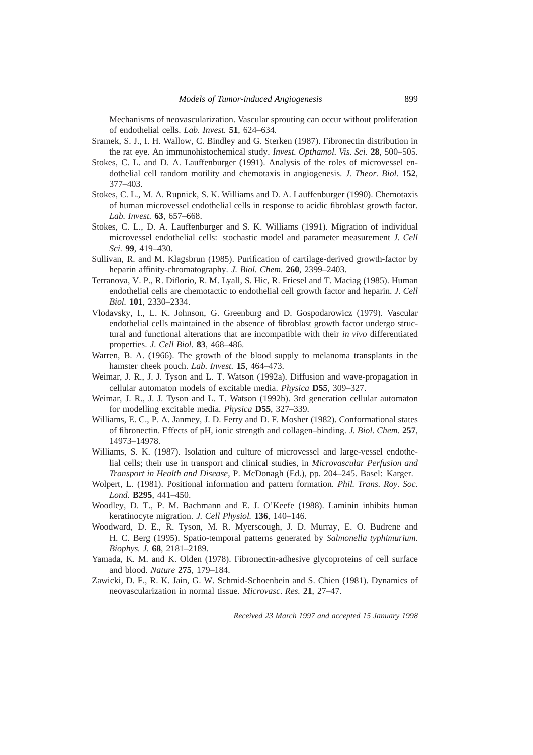Mechanisms of neovascularization. Vascular sprouting can occur without proliferation of endothelial cells. *Lab. Invest.* **51**, 624–634.

Sramek, S. J., I. H. Wallow, C. Bindley and G. Sterken (1987). Fibronectin distribution in the rat eye. An immunohistochemical study. *Invest. Opthamol. Vis. Sci.* **28**, 500–505.

Stokes, C. L. and D. A. Lauffenburger (1991). Analysis of the roles of microvessel endothelial cell random motility and chemotaxis in angiogenesis. *J. Theor. Biol.* **152**, 377–403.

Stokes, C. L., M. A. Rupnick, S. K. Williams and D. A. Lauffenburger (1990). Chemotaxis of human microvessel endothelial cells in response to acidic fibroblast growth factor. *Lab. Invest.* **63**, 657–668.

Stokes, C. L., D. A. Lauffenburger and S. K. Williams (1991). Migration of individual microvessel endothelial cells: stochastic model and parameter measurement *J. Cell Sci.* **99**, 419–430.

Sullivan, R. and M. Klagsbrun (1985). Purification of cartilage-derived growth-factor by heparin affinity-chromatography. *J. Biol. Chem.* **260**, 2399–2403.

Terranova, V. P., R. Diflorio, R. M. Lyall, S. Hic, R. Friesel and T. Maciag (1985). Human endothelial cells are chemotactic to endothelial cell growth factor and heparin. *J. Cell Biol.* **101**, 2330–2334.

Vlodavsky, I., L. K. Johnson, G. Greenburg and D. Gospodarowicz (1979). Vascular endothelial cells maintained in the absence of fibroblast growth factor undergo structural and functional alterations that are incompatible with their *in vivo* differentiated properties. *J. Cell Biol.* **83**, 468–486.

Warren, B. A. (1966). The growth of the blood supply to melanoma transplants in the hamster cheek pouch. *Lab. Invest.* **15**, 464–473.

Weimar, J. R., J. J. Tyson and L. T. Watson (1992a). Diffusion and wave-propagation in cellular automaton models of excitable media. *Physica* **D55**, 309–327.

Weimar, J. R., J. J. Tyson and L. T. Watson (1992b). 3rd generation cellular automaton for modelling excitable media. *Physica* **D55**, 327–339.

Williams, E. C., P. A. Janmey, J. D. Ferry and D. F. Mosher (1982). Conformational states of fibronectin. Effects of pH, ionic strength and collagen–binding. *J. Biol. Chem.* **257**, 14973–14978.

Williams, S. K. (1987). Isolation and culture of microvessel and large-vessel endothelial cells; their use in transport and clinical studies, in *Microvascular Perfusion and Transport in Health and Disease*, P. McDonagh (Ed.), pp. 204–245. Basel: Karger.

Wolpert, L. (1981). Positional information and pattern formation. *Phil. Trans. Roy. Soc. Lond.* **B295**, 441–450.

Woodley, D. T., P. M. Bachmann and E. J. O'Keefe (1988). Laminin inhibits human keratinocyte migration. *J. Cell Physiol.* **136**, 140–146.

Woodward, D. E., R. Tyson, M. R. Myerscough, J. D. Murray, E. O. Budrene and H. C. Berg (1995). Spatio-temporal patterns generated by *Salmonella typhimurium*. *Biophys. J.* **68**, 2181–2189.

Yamada, K. M. and K. Olden (1978). Fibronectin-adhesive glycoproteins of cell surface and blood. *Nature* **275**, 179–184.

Zawicki, D. F., R. K. Jain, G. W. Schmid-Schoenbein and S. Chien (1981). Dynamics of neovascularization in normal tissue. *Microvasc. Res.* **21**, 27–47.

*Received 23 March 1997 and accepted 15 January 1998*